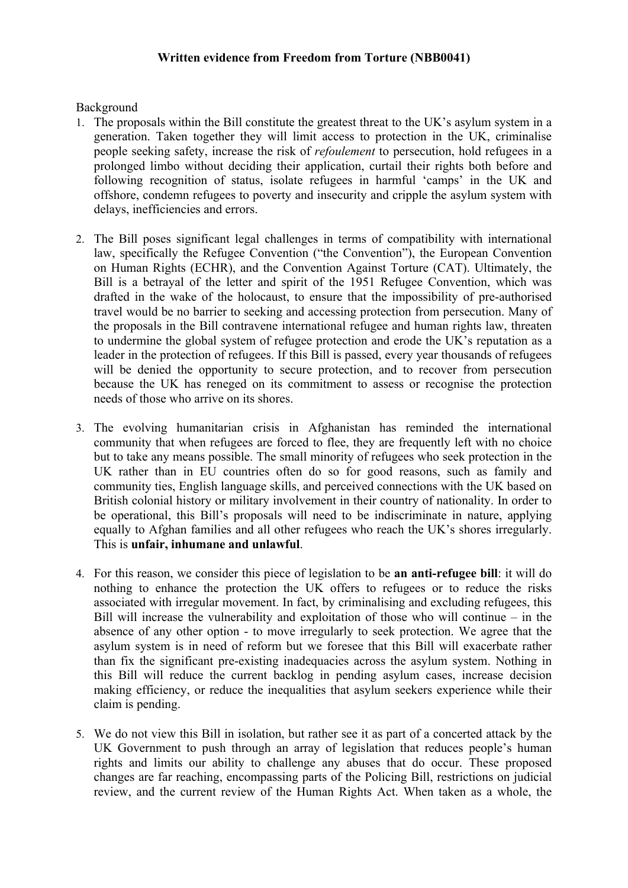**Written evidence from Freedom from Torture (NBB0041)**

Background

1. The proposals within the Bill constitute the greatest threat to the UK's asylum system in a generation. Taken together they will limit access to protection in the UK, criminalise people seeking safety, increase the risk of *refoulement* to persecution, hold refugees in a prolonged limbo without deciding their application, curtail their rights both before and following recognition of status, isolate refugees in harmful 'camps' in the UK and offshore, condemn refugees to poverty and insecurity and cripple the asylum system with delays, inefficiencies and errors.

2. The Bill poses significant legal challenges in terms of compatibility with international law, specifically the Refugee Convention ("the Convention"), the European Convention on Human Rights (ECHR), and the Convention Against Torture (CAT). Ultimately, the Bill is a betrayal of the letter and spirit of the 1951 Refugee Convention, which was drafted in the wake of the holocaust, to ensure that the impossibility of pre-authorised travel would be no barrier to seeking and accessing protection from persecution. Many of the proposals in the Bill contravene international refugee and human rights law, threaten to undermine the global system of refugee protection and erode the UK's reputation as a leader in the protection of refugees. If this Bill is passed, every year thousands of refugees will be denied the opportunity to secure protection, and to recover from persecution because the UK has reneged on its commitment to assess or recognise the protection needs of those who arrive on its shores.

3. The evolving humanitarian crisis in Afghanistan has reminded the international community that when refugees are forced to flee, they are frequently left with no choice but to take any means possible. The small minority of refugees who seek protection in the UK rather than in EU countries often do so for good reasons, such as family and community ties, English language skills, and perceived connections with the UK based on British colonial history or military involvement in their country of nationality. In order to be operational, this Bill's proposals will need to be indiscriminate in nature, applying equally to Afghan families and all other refugees who reach the UK's shores irregularly. This is **unfair, inhumane and unlawful**.

4. For this reason, we consider this piece of legislation to be **an anti-refugee bill**: it will do nothing to enhance the protection the UK offers to refugees or to reduce the risks associated with irregular movement. In fact, by criminalising and excluding refugees, this Bill will increase the vulnerability and exploitation of those who will continue – in the absence of any other option - to move irregularly to seek protection. We agree that the asylum system is in need of reform but we foresee that this Bill will exacerbate rather than fix the significant pre-existing inadequacies across the asylum system. Nothing in this Bill will reduce the current backlog in pending asylum cases, increase decision making efficiency, or reduce the inequalities that asylum seekers experience while their claim is pending.

5. We do not view this Bill in isolation, but rather see it as part of a concerted attack by the UK Government to push through an array of legislation that reduces people's human rights and limits our ability to challenge any abuses that do occur. These proposed changes are far reaching, encompassing parts of the Policing Bill, restrictions on judicial review, and the current review of the Human Rights Act. When taken as a whole, the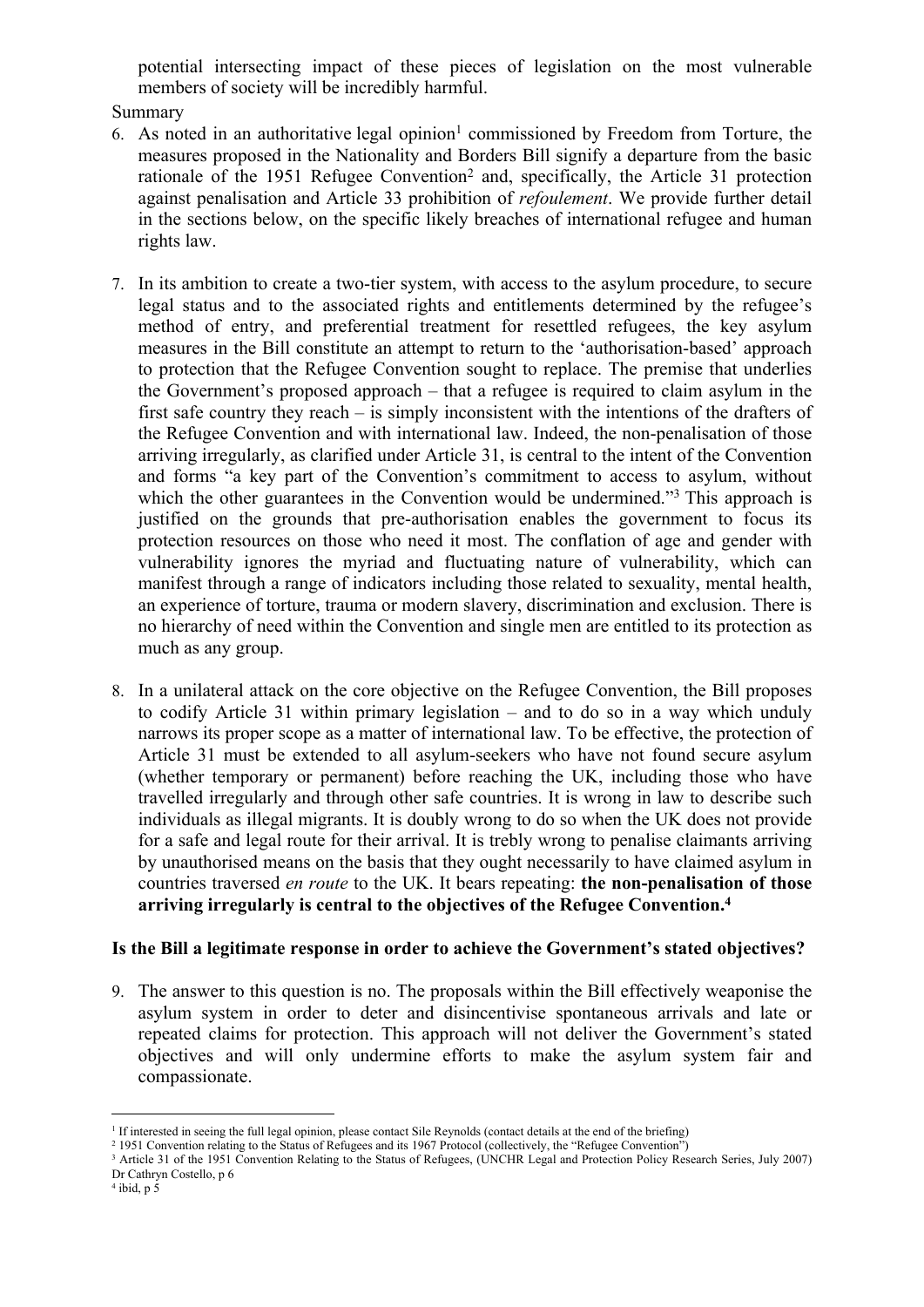potential intersecting impact of these pieces of legislation on the most vulnerable members of society will be incredibly harmful.

Summary

6. As noted in an authoritative legal opinion[1] commissioned by Freedom from Torture, the measures proposed in the Nationality and Borders Bill signify a departure from the basic rationale of the 1951 Refugee Convention[2] and, specifically, the Article 31 protection against penalisation and Article 33 prohibition of *refoulement*. We provide further detail in the sections below, on the specific likely breaches of international refugee and human rights law.

7. In its ambition to create a two-tier system, with access to the asylum procedure, to secure legal status and to the associated rights and entitlements determined by the refugee's method of entry, and preferential treatment for resettled refugees, the key asylum measures in the Bill constitute an attempt to return to the 'authorisation-based' approach to protection that the Refugee Convention sought to replace. The premise that underlies the Government's proposed approach – that a refugee is required to claim asylum in the first safe country they reach – is simply inconsistent with the intentions of the drafters of the Refugee Convention and with international law. Indeed, the non-penalisation of those arriving irregularly, as clarified under Article 31, is central to the intent of the Convention and forms "a key part of the Convention's commitment to access to asylum, without which the other guarantees in the Convention would be undermined."[3] This approach is justified on the grounds that pre-authorisation enables the government to focus its protection resources on those who need it most. The conflation of age and gender with vulnerability ignores the myriad and fluctuating nature of vulnerability, which can manifest through a range of indicators including those related to sexuality, mental health, an experience of torture, trauma or modern slavery, discrimination and exclusion. There is no hierarchy of need within the Convention and single men are entitled to its protection as much as any group.

8. In a unilateral attack on the core objective on the Refugee Convention, the Bill proposes to codify Article 31 within primary legislation – and to do so in a way which unduly narrows its proper scope as a matter of international law. To be effective, the protection of Article 31 must be extended to all asylum-seekers who have not found secure asylum (whether temporary or permanent) before reaching the UK, including those who have travelled irregularly and through other safe countries. It is wrong in law to describe such individuals as illegal migrants. It is doubly wrong to do so when the UK does not provide for a safe and legal route for their arrival. It is trebly wrong to penalise claimants arriving by unauthorised means on the basis that they ought necessarily to have claimed asylum in countries traversed *en route* to the UK. It bears repeating: **the non-penalisation of those arriving irregularly is central to the objectives of the Refugee Convention.[4]**

**Is the Bill a legitimate response in order to achieve the Government's stated objectives?**

9. The answer to this question is no. The proposals within the Bill effectively weaponise the asylum system in order to deter and disincentivise spontaneous arrivals and late or repeated claims for protection. This approach will not deliver the Government's stated objectives and will only undermine efforts to make the asylum system fair and compassionate.

[1] If interested in seeing the full legal opinion, please contact Sile Reynolds (contact details at the end of the briefing)

[2] 1951 Convention relating to the Status of Refugees and its 1967 Protocol (collectively, the "Refugee Convention")

[3] Article 31 of the 1951 Convention Relating to the Status of Refugees, (UNCHR Legal and Protection Policy Research Series, July 2007) Dr Cathryn Costello, p 6

[4] ibid, p 5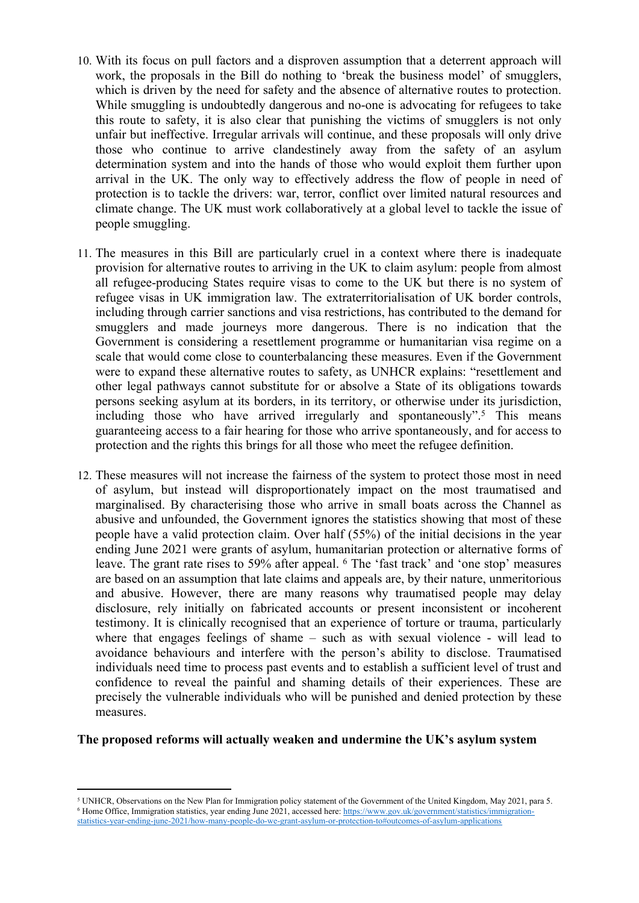10. With its focus on pull factors and a disproven assumption that a deterrent approach will work, the proposals in the Bill do nothing to 'break the business model' of smugglers, which is driven by the need for safety and the absence of alternative routes to protection. While smuggling is undoubtedly dangerous and no-one is advocating for refugees to take this route to safety, it is also clear that punishing the victims of smugglers is not only unfair but ineffective. Irregular arrivals will continue, and these proposals will only drive those who continue to arrive clandestinely away from the safety of an asylum determination system and into the hands of those who would exploit them further upon arrival in the UK. The only way to effectively address the flow of people in need of protection is to tackle the drivers: war, terror, conflict over limited natural resources and climate change. The UK must work collaboratively at a global level to tackle the issue of people smuggling.

11. The measures in this Bill are particularly cruel in a context where there is inadequate provision for alternative routes to arriving in the UK to claim asylum: people from almost all refugee-producing States require visas to come to the UK but there is no system of refugee visas in UK immigration law. The extraterritorialisation of UK border controls, including through carrier sanctions and visa restrictions, has contributed to the demand for smugglers and made journeys more dangerous. There is no indication that the Government is considering a resettlement programme or humanitarian visa regime on a scale that would come close to counterbalancing these measures. Even if the Government were to expand these alternative routes to safety, as UNHCR explains: "resettlement and other legal pathways cannot substitute for or absolve a State of its obligations towards persons seeking asylum at its borders, in its territory, or otherwise under its jurisdiction, including those who have arrived irregularly and spontaneously".[5] This means guaranteeing access to a fair hearing for those who arrive spontaneously, and for access to protection and the rights this brings for all those who meet the refugee definition.

12. These measures will not increase the fairness of the system to protect those most in need of asylum, but instead will disproportionately impact on the most traumatised and marginalised. By characterising those who arrive in small boats across the Channel as abusive and unfounded, the Government ignores the statistics showing that most of these people have a valid protection claim. Over half (55%) of the initial decisions in the year ending June 2021 were grants of asylum, humanitarian protection or alternative forms of leave. The grant rate rises to 59% after appeal. [6] The 'fast track' and 'one stop' measures are based on an assumption that late claims and appeals are, by their nature, unmeritorious and abusive. However, there are many reasons why traumatised people may delay disclosure, rely initially on fabricated accounts or present inconsistent or incoherent testimony. It is clinically recognised that an experience of torture or trauma, particularly where that engages feelings of shame – such as with sexual violence - will lead to avoidance behaviours and interfere with the person's ability to disclose. Traumatised individuals need time to process past events and to establish a sufficient level of trust and confidence to reveal the painful and shaming details of their experiences. These are precisely the vulnerable individuals who will be punished and denied protection by these measures.

**The proposed reforms will actually weaken and undermine the UK's asylum system**

[5] UNHCR, Observations on the New Plan for Immigration policy statement of the Government of the United Kingdom, May 2021, para 5.

[6] Home Office, Immigration statistics, year ending June 2021, accessed here: https://www.gov.uk/government/statistics/immigration-statistics-year-ending-june-2021/how-many-people-do-we-grant-asylum-or-protection-to#outcomes-of-asylum-applications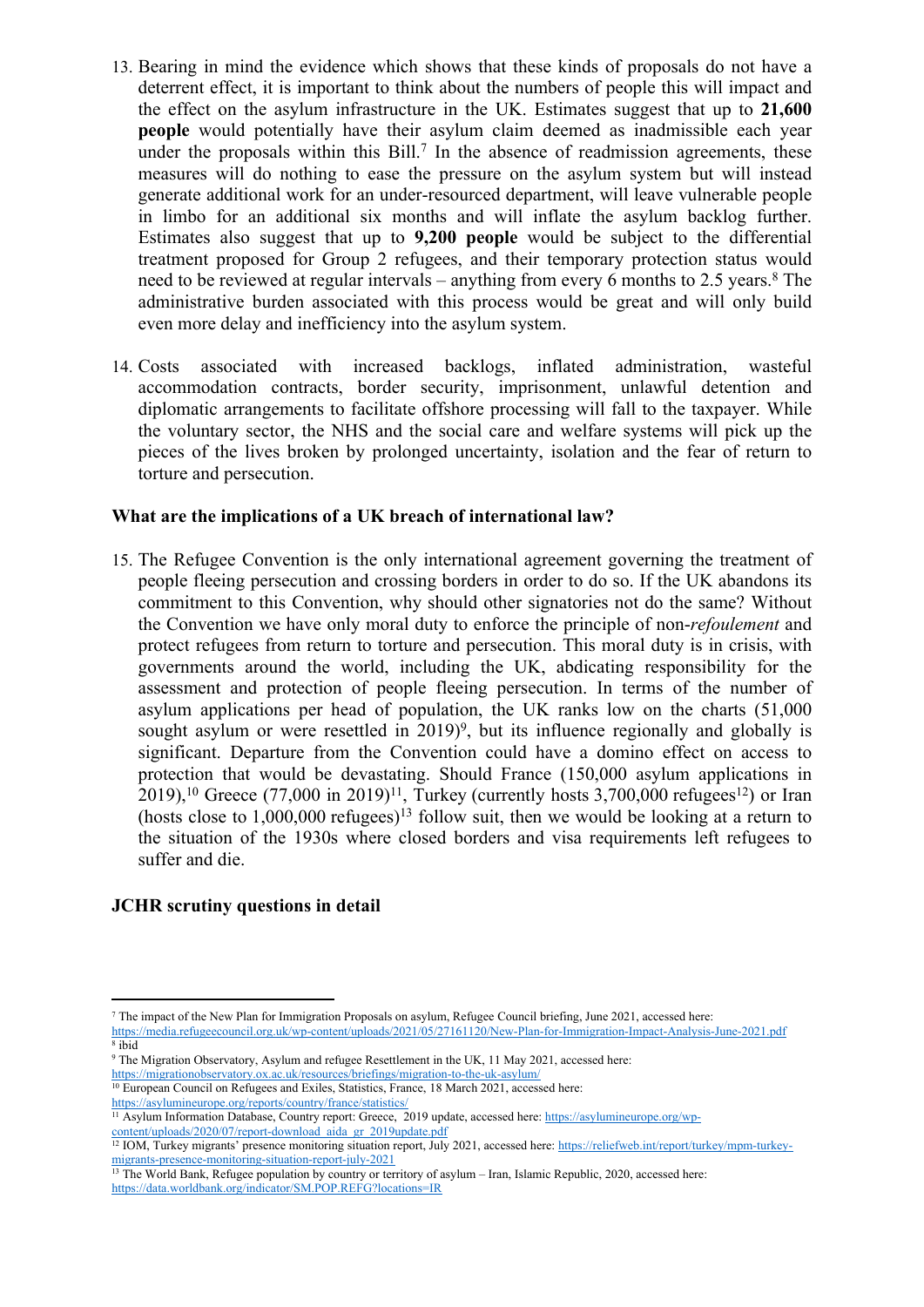13. Bearing in mind the evidence which shows that these kinds of proposals do not have a deterrent effect, it is important to think about the numbers of people this will impact and the effect on the asylum infrastructure in the UK. Estimates suggest that up to **21,600 people** would potentially have their asylum claim deemed as inadmissible each year under the proposals within this Bill.[7] In the absence of readmission agreements, these measures will do nothing to ease the pressure on the asylum system but will instead generate additional work for an under-resourced department, will leave vulnerable people in limbo for an additional six months and will inflate the asylum backlog further. Estimates also suggest that up to **9,200 people** would be subject to the differential treatment proposed for Group 2 refugees, and their temporary protection status would need to be reviewed at regular intervals – anything from every 6 months to 2.5 years.[8] The administrative burden associated with this process would be great and will only build even more delay and inefficiency into the asylum system.

14. Costs associated with increased backlogs, inflated administration, wasteful accommodation contracts, border security, imprisonment, unlawful detention and diplomatic arrangements to facilitate offshore processing will fall to the taxpayer. While the voluntary sector, the NHS and the social care and welfare systems will pick up the pieces of the lives broken by prolonged uncertainty, isolation and the fear of return to torture and persecution.

**What are the implications of a UK breach of international law?**

15. The Refugee Convention is the only international agreement governing the treatment of people fleeing persecution and crossing borders in order to do so. If the UK abandons its commitment to this Convention, why should other signatories not do the same? Without the Convention we have only moral duty to enforce the principle of non-*refoulement* and protect refugees from return to torture and persecution. This moral duty is in crisis, with governments around the world, including the UK, abdicating responsibility for the assessment and protection of people fleeing persecution. In terms of the number of asylum applications per head of population, the UK ranks low on the charts (51,000 sought asylum or were resettled in 2019)[9], but its influence regionally and globally is significant. Departure from the Convention could have a domino effect on access to protection that would be devastating. Should France (150,000 asylum applications in 2019),[10] Greece (77,000 in 2019)[11], Turkey (currently hosts 3,700,000 refugees[12]) or Iran (hosts close to 1,000,000 refugees)[13] follow suit, then we would be looking at a return to the situation of the 1930s where closed borders and visa requirements left refugees to suffer and die.

**JCHR scrutiny questions in detail**

---

[7] The impact of the New Plan for Immigration Proposals on asylum, Refugee Council briefing, June 2021, accessed here: https://media.refugeecouncil.org.uk/wp-content/uploads/2021/05/27161120/New-Plan-for-Immigration-Impact-Analysis-June-2021.pdf

[8] ibid

[9] The Migration Observatory, Asylum and refugee Resettlement in the UK, 11 May 2021, accessed here: https://migrationobservatory.ox.ac.uk/resources/briefings/migration-to-the-uk-asylum/

[10] European Council on Refugees and Exiles, Statistics, France, 18 March 2021, accessed here: https://asylumineurope.org/reports/country/france/statistics/

[11] Asylum Information Database, Country report: Greece, 2019 update, accessed here: https://asylumineurope.org/wp-content/uploads/2020/07/report-download_aida_gr_2019update.pdf

[12] IOM, Turkey migrants' presence monitoring situation report, July 2021, accessed here: https://reliefweb.int/report/turkey/mpm-turkey-migrants-presence-monitoring-situation-report-july-2021

[13] The World Bank, Refugee population by country or territory of asylum – Iran, Islamic Republic, 2020, accessed here: https://data.worldbank.org/indicator/SM.POP.REFG?locations=IR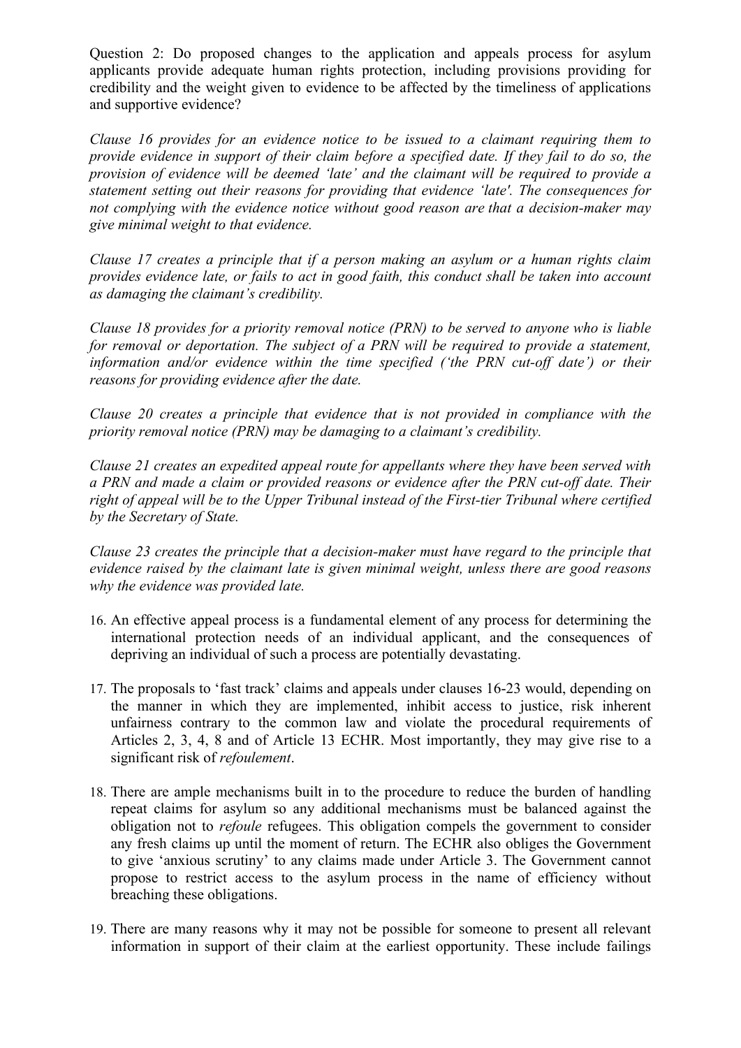Question 2: Do proposed changes to the application and appeals process for asylum applicants provide adequate human rights protection, including provisions providing for credibility and the weight given to evidence to be affected by the timeliness of applications and supportive evidence?

*Clause 16 provides for an evidence notice to be issued to a claimant requiring them to provide evidence in support of their claim before a specified date. If they fail to do so, the provision of evidence will be deemed 'late' and the claimant will be required to provide a statement setting out their reasons for providing that evidence 'late'. The consequences for not complying with the evidence notice without good reason are that a decision-maker may give minimal weight to that evidence.*

*Clause 17 creates a principle that if a person making an asylum or a human rights claim provides evidence late, or fails to act in good faith, this conduct shall be taken into account as damaging the claimant's credibility.*

*Clause 18 provides for a priority removal notice (PRN) to be served to anyone who is liable for removal or deportation. The subject of a PRN will be required to provide a statement, information and/or evidence within the time specified ('the PRN cut-off date') or their reasons for providing evidence after the date.*

*Clause 20 creates a principle that evidence that is not provided in compliance with the priority removal notice (PRN) may be damaging to a claimant's credibility.*

*Clause 21 creates an expedited appeal route for appellants where they have been served with a PRN and made a claim or provided reasons or evidence after the PRN cut-off date. Their right of appeal will be to the Upper Tribunal instead of the First-tier Tribunal where certified by the Secretary of State.*

*Clause 23 creates the principle that a decision-maker must have regard to the principle that evidence raised by the claimant late is given minimal weight, unless there are good reasons why the evidence was provided late.*

16. An effective appeal process is a fundamental element of any process for determining the international protection needs of an individual applicant, and the consequences of depriving an individual of such a process are potentially devastating.

17. The proposals to 'fast track' claims and appeals under clauses 16-23 would, depending on the manner in which they are implemented, inhibit access to justice, risk inherent unfairness contrary to the common law and violate the procedural requirements of Articles 2, 3, 4, 8 and of Article 13 ECHR. Most importantly, they may give rise to a significant risk of *refoulement*.

18. There are ample mechanisms built in to the procedure to reduce the burden of handling repeat claims for asylum so any additional mechanisms must be balanced against the obligation not to *refoule* refugees. This obligation compels the government to consider any fresh claims up until the moment of return. The ECHR also obliges the Government to give 'anxious scrutiny' to any claims made under Article 3. The Government cannot propose to restrict access to the asylum process in the name of efficiency without breaching these obligations.

19. There are many reasons why it may not be possible for someone to present all relevant information in support of their claim at the earliest opportunity. These include failings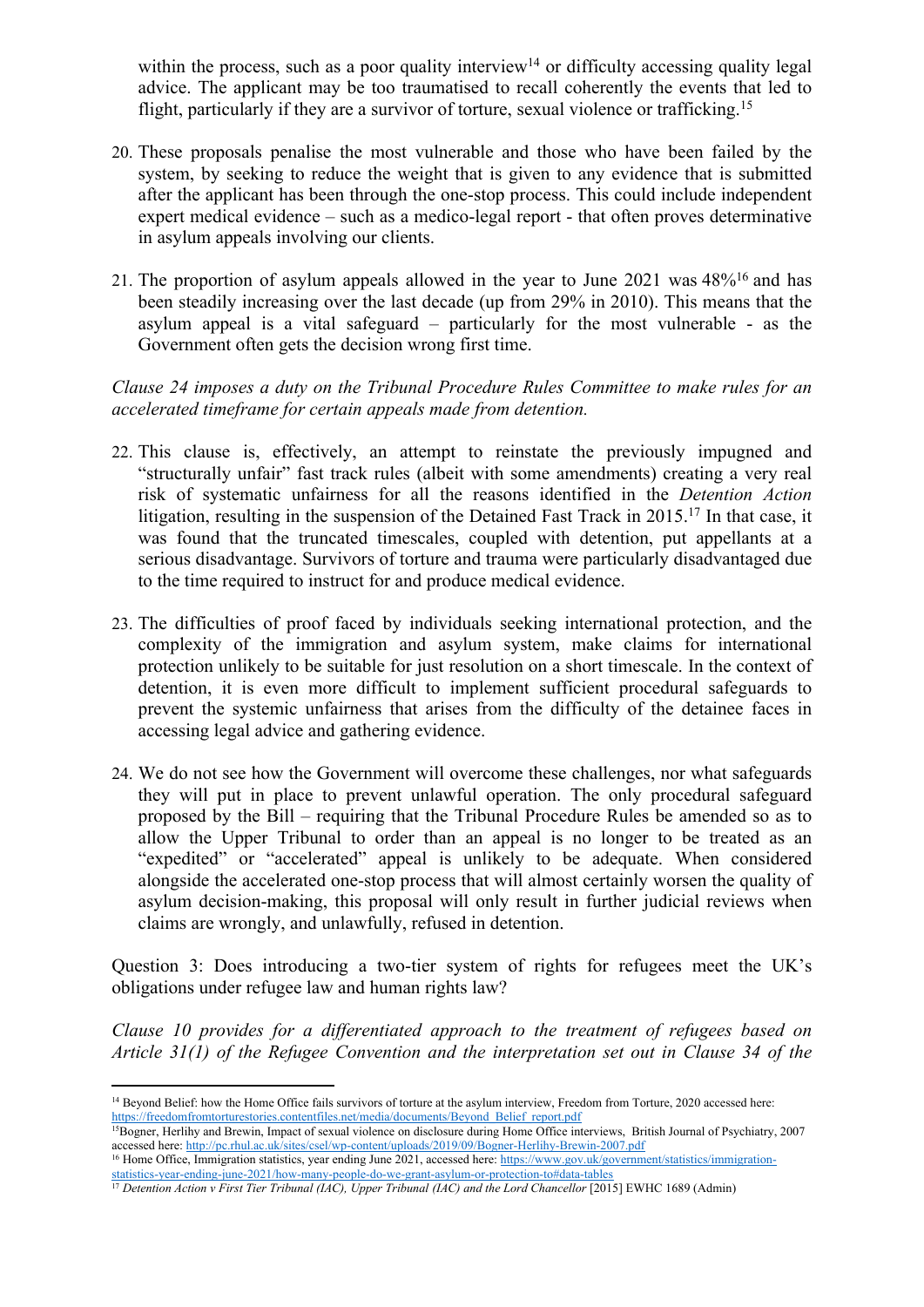within the process, such as a poor quality interview[14] or difficulty accessing quality legal advice. The applicant may be too traumatised to recall coherently the events that led to flight, particularly if they are a survivor of torture, sexual violence or trafficking.[15]

20. These proposals penalise the most vulnerable and those who have been failed by the system, by seeking to reduce the weight that is given to any evidence that is submitted after the applicant has been through the one-stop process. This could include independent expert medical evidence – such as a medico-legal report - that often proves determinative in asylum appeals involving our clients.

21. The proportion of asylum appeals allowed in the year to June 2021 was 48%[16] and has been steadily increasing over the last decade (up from 29% in 2010). This means that the asylum appeal is a vital safeguard – particularly for the most vulnerable - as the Government often gets the decision wrong first time.

*Clause 24 imposes a duty on the Tribunal Procedure Rules Committee to make rules for an accelerated timeframe for certain appeals made from detention.*

22. This clause is, effectively, an attempt to reinstate the previously impugned and "structurally unfair" fast track rules (albeit with some amendments) creating a very real risk of systematic unfairness for all the reasons identified in the *Detention Action* litigation, resulting in the suspension of the Detained Fast Track in 2015.[17] In that case, it was found that the truncated timescales, coupled with detention, put appellants at a serious disadvantage. Survivors of torture and trauma were particularly disadvantaged due to the time required to instruct for and produce medical evidence.

23. The difficulties of proof faced by individuals seeking international protection, and the complexity of the immigration and asylum system, make claims for international protection unlikely to be suitable for just resolution on a short timescale. In the context of detention, it is even more difficult to implement sufficient procedural safeguards to prevent the systemic unfairness that arises from the difficulty of the detainee faces in accessing legal advice and gathering evidence.

24. We do not see how the Government will overcome these challenges, nor what safeguards they will put in place to prevent unlawful operation. The only procedural safeguard proposed by the Bill – requiring that the Tribunal Procedure Rules be amended so as to allow the Upper Tribunal to order than an appeal is no longer to be treated as an "expedited" or "accelerated" appeal is unlikely to be adequate. When considered alongside the accelerated one-stop process that will almost certainly worsen the quality of asylum decision-making, this proposal will only result in further judicial reviews when claims are wrongly, and unlawfully, refused in detention.

Question 3: Does introducing a two-tier system of rights for refugees meet the UK's obligations under refugee law and human rights law?

*Clause 10 provides for a differentiated approach to the treatment of refugees based on Article 31(1) of the Refugee Convention and the interpretation set out in Clause 34 of the*

---

[14] Beyond Belief: how the Home Office fails survivors of torture at the asylum interview, Freedom from Torture, 2020 accessed here: https://freedomfromtorturestories.contentfiles.net/media/documents/Beyond_Belief_report.pdf

[15] Bogner, Herlihy and Brewin, Impact of sexual violence on disclosure during Home Office interviews, British Journal of Psychiatry, 2007 accessed here: http://pc.rhul.ac.uk/sites/csel/wp-content/uploads/2019/09/Bogner-Herlihy-Brewin-2007.pdf

[16] Home Office, Immigration statistics, year ending June 2021, accessed here: https://www.gov.uk/government/statistics/immigration-statistics-year-ending-june-2021/how-many-people-do-we-grant-asylum-or-protection-to#data-tables

[17] *Detention Action v First Tier Tribunal (IAC), Upper Tribunal (IAC) and the Lord Chancellor* [2015] EWHC 1689 (Admin)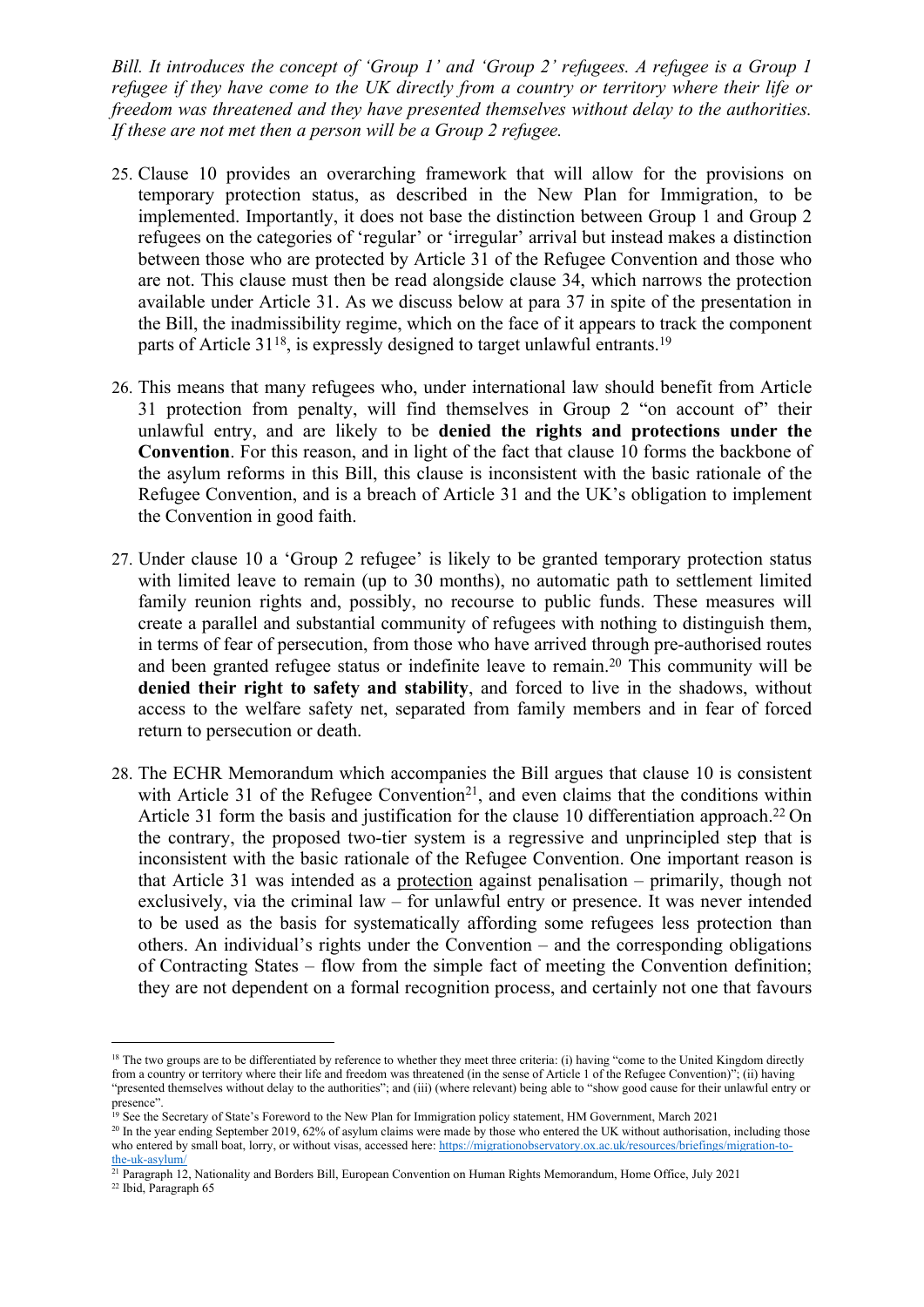*Bill. It introduces the concept of 'Group 1' and 'Group 2' refugees. A refugee is a Group 1 refugee if they have come to the UK directly from a country or territory where their life or freedom was threatened and they have presented themselves without delay to the authorities. If these are not met then a person will be a Group 2 refugee.*

25. Clause 10 provides an overarching framework that will allow for the provisions on temporary protection status, as described in the New Plan for Immigration, to be implemented. Importantly, it does not base the distinction between Group 1 and Group 2 refugees on the categories of 'regular' or 'irregular' arrival but instead makes a distinction between those who are protected by Article 31 of the Refugee Convention and those who are not. This clause must then be read alongside clause 34, which narrows the protection available under Article 31. As we discuss below at para 37 in spite of the presentation in the Bill, the inadmissibility regime, which on the face of it appears to track the component parts of Article 31[18], is expressly designed to target unlawful entrants.[19]

26. This means that many refugees who, under international law should benefit from Article 31 protection from penalty, will find themselves in Group 2 "on account of" their unlawful entry, and are likely to be **denied the rights and protections under the Convention**. For this reason, and in light of the fact that clause 10 forms the backbone of the asylum reforms in this Bill, this clause is inconsistent with the basic rationale of the Refugee Convention, and is a breach of Article 31 and the UK's obligation to implement the Convention in good faith.

27. Under clause 10 a 'Group 2 refugee' is likely to be granted temporary protection status with limited leave to remain (up to 30 months), no automatic path to settlement limited family reunion rights and, possibly, no recourse to public funds. These measures will create a parallel and substantial community of refugees with nothing to distinguish them, in terms of fear of persecution, from those who have arrived through pre-authorised routes and been granted refugee status or indefinite leave to remain.[20] This community will be **denied their right to safety and stability**, and forced to live in the shadows, without access to the welfare safety net, separated from family members and in fear of forced return to persecution or death.

28. The ECHR Memorandum which accompanies the Bill argues that clause 10 is consistent with Article 31 of the Refugee Convention[21], and even claims that the conditions within Article 31 form the basis and justification for the clause 10 differentiation approach.[22] On the contrary, the proposed two-tier system is a regressive and unprincipled step that is inconsistent with the basic rationale of the Refugee Convention. One important reason is that Article 31 was intended as a <u>protection</u> against penalisation – primarily, though not exclusively, via the criminal law – for unlawful entry or presence. It was never intended to be used as the basis for systematically affording some refugees less protection than others. An individual's rights under the Convention – and the corresponding obligations of Contracting States – flow from the simple fact of meeting the Convention definition; they are not dependent on a formal recognition process, and certainly not one that favours

---

[18] The two groups are to be differentiated by reference to whether they meet three criteria: (i) having "come to the United Kingdom directly from a country or territory where their life and freedom was threatened (in the sense of Article 1 of the Refugee Convention)"; (ii) having "presented themselves without delay to the authorities"; and (iii) (where relevant) being able to "show good cause for their unlawful entry or presence".

[19] See the Secretary of State's Foreword to the New Plan for Immigration policy statement, HM Government, March 2021

[20] In the year ending September 2019, 62% of asylum claims were made by those who entered the UK without authorisation, including those who entered by small boat, lorry, or without visas, accessed here: https://migrationobservatory.ox.ac.uk/resources/briefings/migration-to-the-uk-asylum/

[21] Paragraph 12, Nationality and Borders Bill, European Convention on Human Rights Memorandum, Home Office, July 2021

[22] Ibid, Paragraph 65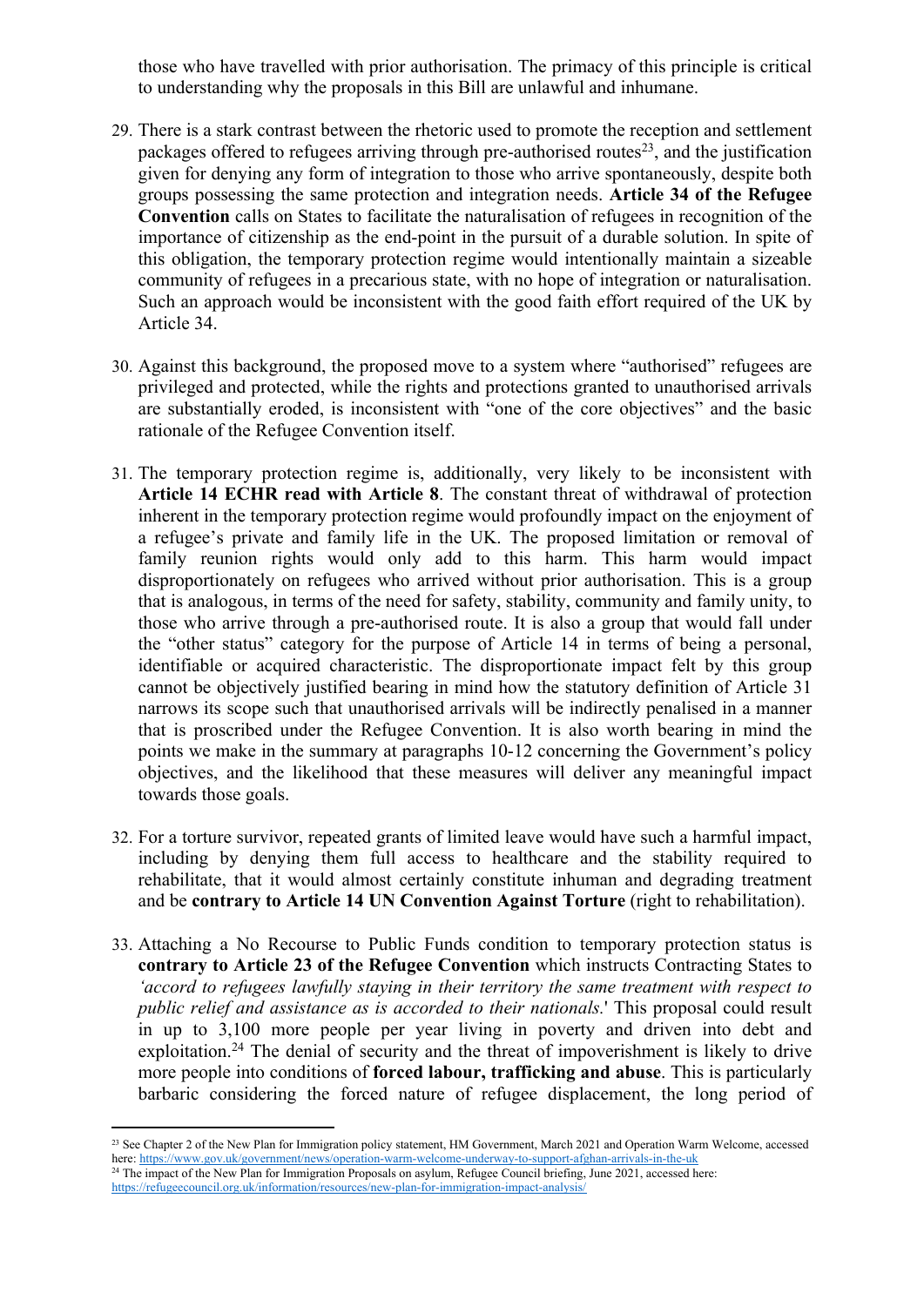those who have travelled with prior authorisation. The primacy of this principle is critical to understanding why the proposals in this Bill are unlawful and inhumane.

29. There is a stark contrast between the rhetoric used to promote the reception and settlement packages offered to refugees arriving through pre-authorised routes[23], and the justification given for denying any form of integration to those who arrive spontaneously, despite both groups possessing the same protection and integration needs. **Article 34 of the Refugee Convention** calls on States to facilitate the naturalisation of refugees in recognition of the importance of citizenship as the end-point in the pursuit of a durable solution. In spite of this obligation, the temporary protection regime would intentionally maintain a sizeable community of refugees in a precarious state, with no hope of integration or naturalisation. Such an approach would be inconsistent with the good faith effort required of the UK by Article 34.

30. Against this background, the proposed move to a system where "authorised" refugees are privileged and protected, while the rights and protections granted to unauthorised arrivals are substantially eroded, is inconsistent with "one of the core objectives" and the basic rationale of the Refugee Convention itself.

31. The temporary protection regime is, additionally, very likely to be inconsistent with **Article 14 ECHR read with Article 8**. The constant threat of withdrawal of protection inherent in the temporary protection regime would profoundly impact on the enjoyment of a refugee's private and family life in the UK. The proposed limitation or removal of family reunion rights would only add to this harm. This harm would impact disproportionately on refugees who arrived without prior authorisation. This is a group that is analogous, in terms of the need for safety, stability, community and family unity, to those who arrive through a pre-authorised route. It is also a group that would fall under the "other status" category for the purpose of Article 14 in terms of being a personal, identifiable or acquired characteristic. The disproportionate impact felt by this group cannot be objectively justified bearing in mind how the statutory definition of Article 31 narrows its scope such that unauthorised arrivals will be indirectly penalised in a manner that is proscribed under the Refugee Convention. It is also worth bearing in mind the points we make in the summary at paragraphs 10-12 concerning the Government's policy objectives, and the likelihood that these measures will deliver any meaningful impact towards those goals.

32. For a torture survivor, repeated grants of limited leave would have such a harmful impact, including by denying them full access to healthcare and the stability required to rehabilitate, that it would almost certainly constitute inhuman and degrading treatment and be **contrary to Article 14 UN Convention Against Torture** (right to rehabilitation).

33. Attaching a No Recourse to Public Funds condition to temporary protection status is **contrary to Article 23 of the Refugee Convention** which instructs Contracting States to *'accord to refugees lawfully staying in their territory the same treatment with respect to public relief and assistance as is accorded to their nationals.*' This proposal could result in up to 3,100 more people per year living in poverty and driven into debt and exploitation.[24] The denial of security and the threat of impoverishment is likely to drive more people into conditions of **forced labour, trafficking and abuse**. This is particularly barbaric considering the forced nature of refugee displacement, the long period of

---

[23] See Chapter 2 of the New Plan for Immigration policy statement, HM Government, March 2021 and Operation Warm Welcome, accessed here: https://www.gov.uk/government/news/operation-warm-welcome-underway-to-support-afghan-arrivals-in-the-uk

[24] The impact of the New Plan for Immigration Proposals on asylum, Refugee Council briefing, June 2021, accessed here: https://refugeecouncil.org.uk/information/resources/new-plan-for-immigration-impact-analysis/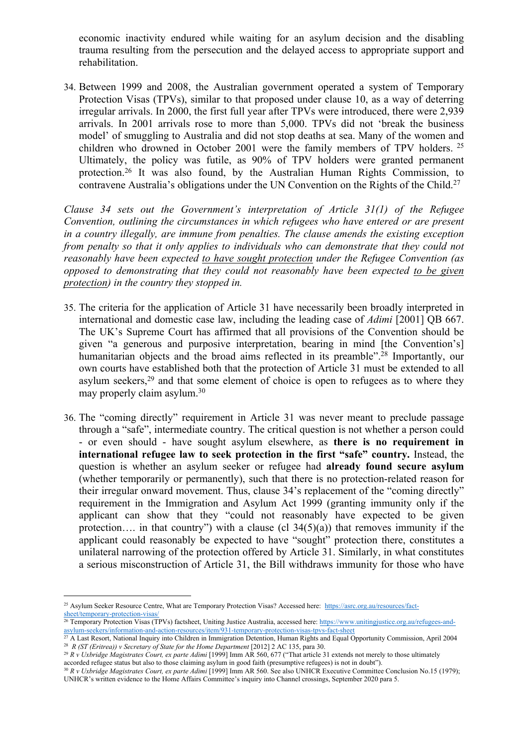economic inactivity endured while waiting for an asylum decision and the disabling trauma resulting from the persecution and the delayed access to appropriate support and rehabilitation.

34. Between 1999 and 2008, the Australian government operated a system of Temporary Protection Visas (TPVs), similar to that proposed under clause 10, as a way of deterring irregular arrivals. In 2000, the first full year after TPVs were introduced, there were 2,939 arrivals. In 2001 arrivals rose to more than 5,000. TPVs did not 'break the business model' of smuggling to Australia and did not stop deaths at sea. Many of the women and children who drowned in October 2001 were the family members of TPV holders. [25] Ultimately, the policy was futile, as 90% of TPV holders were granted permanent protection.[26] It was also found, by the Australian Human Rights Commission, to contravene Australia's obligations under the UN Convention on the Rights of the Child.[27]

*Clause 34 sets out the Government's interpretation of Article 31(1) of the Refugee Convention, outlining the circumstances in which refugees who have entered or are present in a country illegally, are immune from penalties. The clause amends the existing exception from penalty so that it only applies to individuals who can demonstrate that they could not reasonably have been expected <u>to have sought protection</u> under the Refugee Convention (as opposed to demonstrating that they could not reasonably have been expected <u>to be given protection</u>) in the country they stopped in.*

35. The criteria for the application of Article 31 have necessarily been broadly interpreted in international and domestic case law, including the leading case of *Adimi* [2001] QB 667. The UK's Supreme Court has affirmed that all provisions of the Convention should be given "a generous and purposive interpretation, bearing in mind [the Convention's] humanitarian objects and the broad aims reflected in its preamble".[28] Importantly, our own courts have established both that the protection of Article 31 must be extended to all asylum seekers,[29] and that some element of choice is open to refugees as to where they may properly claim asylum.[30]

36. The "coming directly" requirement in Article 31 was never meant to preclude passage through a "safe", intermediate country. The critical question is not whether a person could - or even should - have sought asylum elsewhere, as **there is no requirement in international refugee law to seek protection in the first "safe" country.** Instead, the question is whether an asylum seeker or refugee had **already found secure asylum** (whether temporarily or permanently), such that there is no protection-related reason for their irregular onward movement. Thus, clause 34's replacement of the "coming directly" requirement in the Immigration and Asylum Act 1999 (granting immunity only if the applicant can show that they "could not reasonably have expected to be given protection…. in that country") with a clause (cl 34(5)(a)) that removes immunity if the applicant could reasonably be expected to have "sought" protection there, constitutes a unilateral narrowing of the protection offered by Article 31. Similarly, in what constitutes a serious misconstruction of Article 31, the Bill withdraws immunity for those who have

---

[25] Asylum Seeker Resource Centre, What are Temporary Protection Visas? Accessed here: https://asrc.org.au/resources/fact-sheet/temporary-protection-visas/

[26] Temporary Protection Visas (TPVs) factsheet, Uniting Justice Australia, accessed here: https://www.unitingjustice.org.au/refugees-and-asylum-seekers/information-and-action-resources/item/931-temporary-protection-visas-tpvs-fact-sheet

[27] A Last Resort, National Inquiry into Children in Immigration Detention, Human Rights and Equal Opportunity Commission, April 2004

[28] *R (ST (Eritrea)) v Secretary of State for the Home Department* [2012] 2 AC 135, para 30.

[29] *R v Uxbridge Magistrates Court, ex parte Adimi* [1999] Imm AR 560, 677 ("That article 31 extends not merely to those ultimately accorded refugee status but also to those claiming asylum in good faith (presumptive refugees) is not in doubt").

[30] *R v Uxbridge Magistrates Court, ex parte Adimi* [1999] Imm AR 560. See also UNHCR Executive Committee Conclusion No.15 (1979); UNHCR's written evidence to the Home Affairs Committee's inquiry into Channel crossings, September 2020 para 5.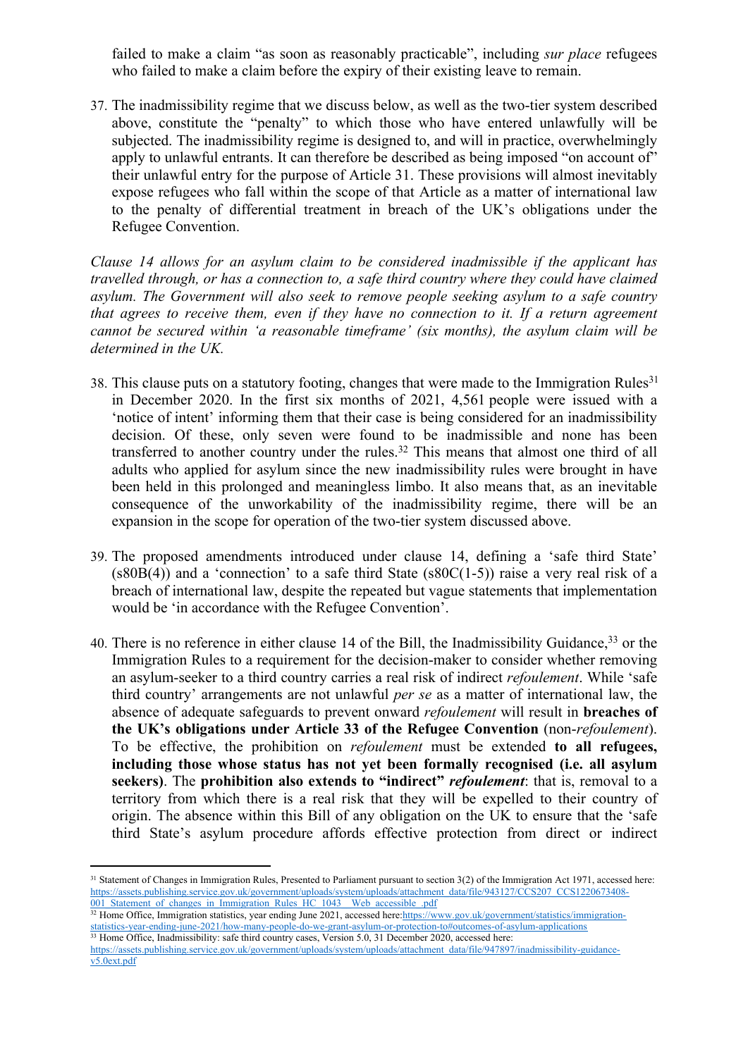failed to make a claim "as soon as reasonably practicable", including *sur place* refugees who failed to make a claim before the expiry of their existing leave to remain.

37. The inadmissibility regime that we discuss below, as well as the two-tier system described above, constitute the "penalty" to which those who have entered unlawfully will be subjected. The inadmissibility regime is designed to, and will in practice, overwhelmingly apply to unlawful entrants. It can therefore be described as being imposed "on account of" their unlawful entry for the purpose of Article 31. These provisions will almost inevitably expose refugees who fall within the scope of that Article as a matter of international law to the penalty of differential treatment in breach of the UK's obligations under the Refugee Convention.

*Clause 14 allows for an asylum claim to be considered inadmissible if the applicant has travelled through, or has a connection to, a safe third country where they could have claimed asylum. The Government will also seek to remove people seeking asylum to a safe country that agrees to receive them, even if they have no connection to it. If a return agreement cannot be secured within 'a reasonable timeframe' (six months), the asylum claim will be determined in the UK.*

38. This clause puts on a statutory footing, changes that were made to the Immigration Rules[31] in December 2020. In the first six months of 2021, 4,561 people were issued with a 'notice of intent' informing them that their case is being considered for an inadmissibility decision. Of these, only seven were found to be inadmissible and none has been transferred to another country under the rules.[32] This means that almost one third of all adults who applied for asylum since the new inadmissibility rules were brought in have been held in this prolonged and meaningless limbo. It also means that, as an inevitable consequence of the unworkability of the inadmissibility regime, there will be an expansion in the scope for operation of the two-tier system discussed above.

39. The proposed amendments introduced under clause 14, defining a 'safe third State' (s80B(4)) and a 'connection' to a safe third State (s80C(1-5)) raise a very real risk of a breach of international law, despite the repeated but vague statements that implementation would be 'in accordance with the Refugee Convention'.

40. There is no reference in either clause 14 of the Bill, the Inadmissibility Guidance,[33] or the Immigration Rules to a requirement for the decision-maker to consider whether removing an asylum-seeker to a third country carries a real risk of indirect *refoulement*. While 'safe third country' arrangements are not unlawful *per se* as a matter of international law, the absence of adequate safeguards to prevent onward *refoulement* will result in **breaches of the UK's obligations under Article 33 of the Refugee Convention** (non-*refoulement*). To be effective, the prohibition on *refoulement* must be extended **to all refugees, including those whose status has not yet been formally recognised (i.e. all asylum seekers)**. The **prohibition also extends to "indirect"** ***refoulement***: that is, removal to a territory from which there is a real risk that they will be expelled to their country of origin. The absence within this Bill of any obligation on the UK to ensure that the 'safe third State's asylum procedure affords effective protection from direct or indirect

---

[31] Statement of Changes in Immigration Rules, Presented to Parliament pursuant to section 3(2) of the Immigration Act 1971, accessed here: https://assets.publishing.service.gov.uk/government/uploads/system/uploads/attachment_data/file/943127/CCS207_CCS1220673408-001_Statement_of_changes_in_Immigration_Rules_HC_1043__Web_accessible_.pdf

[32] Home Office, Immigration statistics, year ending June 2021, accessed here: https://www.gov.uk/government/statistics/immigration-statistics-year-ending-june-2021/how-many-people-do-we-grant-asylum-or-protection-to#outcomes-of-asylum-applications

[33] Home Office, Inadmissibility: safe third country cases, Version 5.0, 31 December 2020, accessed here: https://assets.publishing.service.gov.uk/government/uploads/system/uploads/attachment_data/file/947897/inadmissibility-guidance-v5.0ext.pdf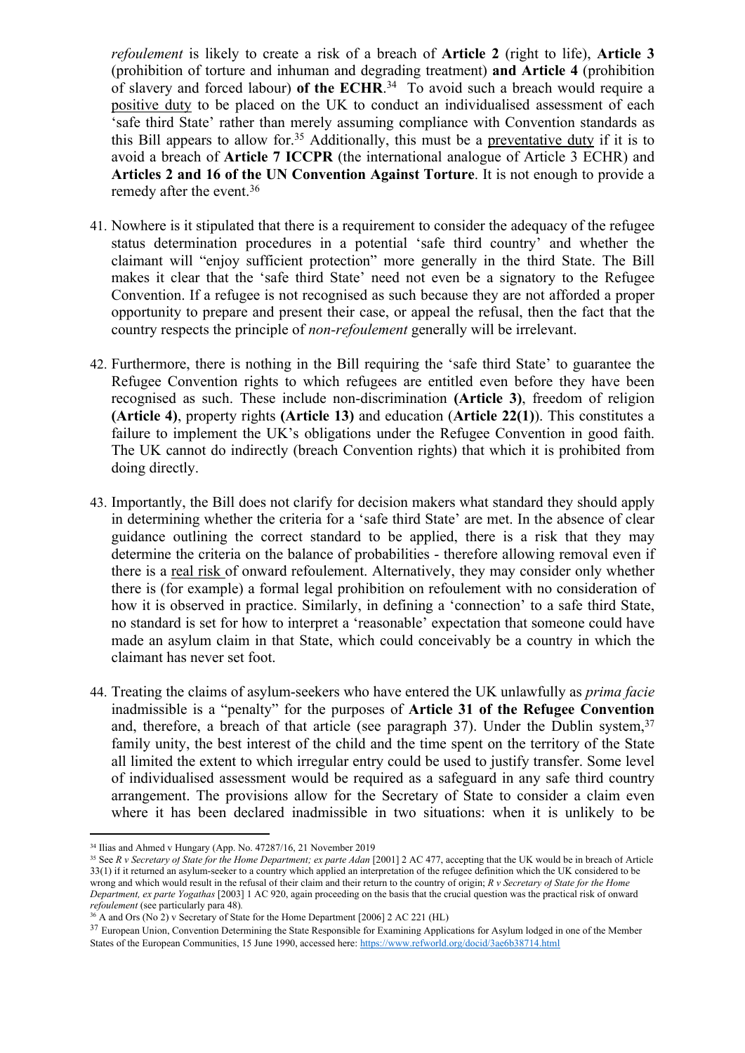*refoulement* is likely to create a risk of a breach of **Article 2** (right to life), **Article 3** (prohibition of torture and inhuman and degrading treatment) **and Article 4** (prohibition of slavery and forced labour) **of the ECHR**.[34] To avoid such a breach would require a positive duty to be placed on the UK to conduct an individualised assessment of each 'safe third State' rather than merely assuming compliance with Convention standards as this Bill appears to allow for.[35] Additionally, this must be a preventative duty if it is to avoid a breach of **Article 7 ICCPR** (the international analogue of Article 3 ECHR) and **Articles 2 and 16 of the UN Convention Against Torture**. It is not enough to provide a remedy after the event.[36]

41. Nowhere is it stipulated that there is a requirement to consider the adequacy of the refugee status determination procedures in a potential 'safe third country' and whether the claimant will "enjoy sufficient protection" more generally in the third State. The Bill makes it clear that the 'safe third State' need not even be a signatory to the Refugee Convention. If a refugee is not recognised as such because they are not afforded a proper opportunity to prepare and present their case, or appeal the refusal, then the fact that the country respects the principle of *non-refoulement* generally will be irrelevant.

42. Furthermore, there is nothing in the Bill requiring the 'safe third State' to guarantee the Refugee Convention rights to which refugees are entitled even before they have been recognised as such. These include non-discrimination **(Article 3)**, freedom of religion **(Article 4)**, property rights **(Article 13)** and education (**Article 22(1)**). This constitutes a failure to implement the UK's obligations under the Refugee Convention in good faith. The UK cannot do indirectly (breach Convention rights) that which it is prohibited from doing directly.

43. Importantly, the Bill does not clarify for decision makers what standard they should apply in determining whether the criteria for a 'safe third State' are met. In the absence of clear guidance outlining the correct standard to be applied, there is a risk that they may determine the criteria on the balance of probabilities - therefore allowing removal even if there is a real risk of onward refoulement. Alternatively, they may consider only whether there is (for example) a formal legal prohibition on refoulement with no consideration of how it is observed in practice. Similarly, in defining a 'connection' to a safe third State, no standard is set for how to interpret a 'reasonable' expectation that someone could have made an asylum claim in that State, which could conceivably be a country in which the claimant has never set foot.

44. Treating the claims of asylum-seekers who have entered the UK unlawfully as *prima facie* inadmissible is a "penalty" for the purposes of **Article 31 of the Refugee Convention** and, therefore, a breach of that article (see paragraph 37). Under the Dublin system,[37] family unity, the best interest of the child and the time spent on the territory of the State all limited the extent to which irregular entry could be used to justify transfer. Some level of individualised assessment would be required as a safeguard in any safe third country arrangement. The provisions allow for the Secretary of State to consider a claim even where it has been declared inadmissible in two situations: when it is unlikely to be

---

[34] Ilias and Ahmed v Hungary (App. No. 47287/16, 21 November 2019

[35] See *R v Secretary of State for the Home Department; ex parte Adan* [2001] 2 AC 477, accepting that the UK would be in breach of Article 33(1) if it returned an asylum-seeker to a country which applied an interpretation of the refugee definition which the UK considered to be wrong and which would result in the refusal of their claim and their return to the country of origin; *R v Secretary of State for the Home Department, ex parte Yogathas* [2003] 1 AC 920, again proceeding on the basis that the crucial question was the practical risk of onward *refoulement* (see particularly para 48).

[36] A and Ors (No 2) v Secretary of State for the Home Department [2006] 2 AC 221 (HL)

[37] European Union, Convention Determining the State Responsible for Examining Applications for Asylum lodged in one of the Member States of the European Communities, 15 June 1990, accessed here: https://www.refworld.org/docid/3ae6b38714.html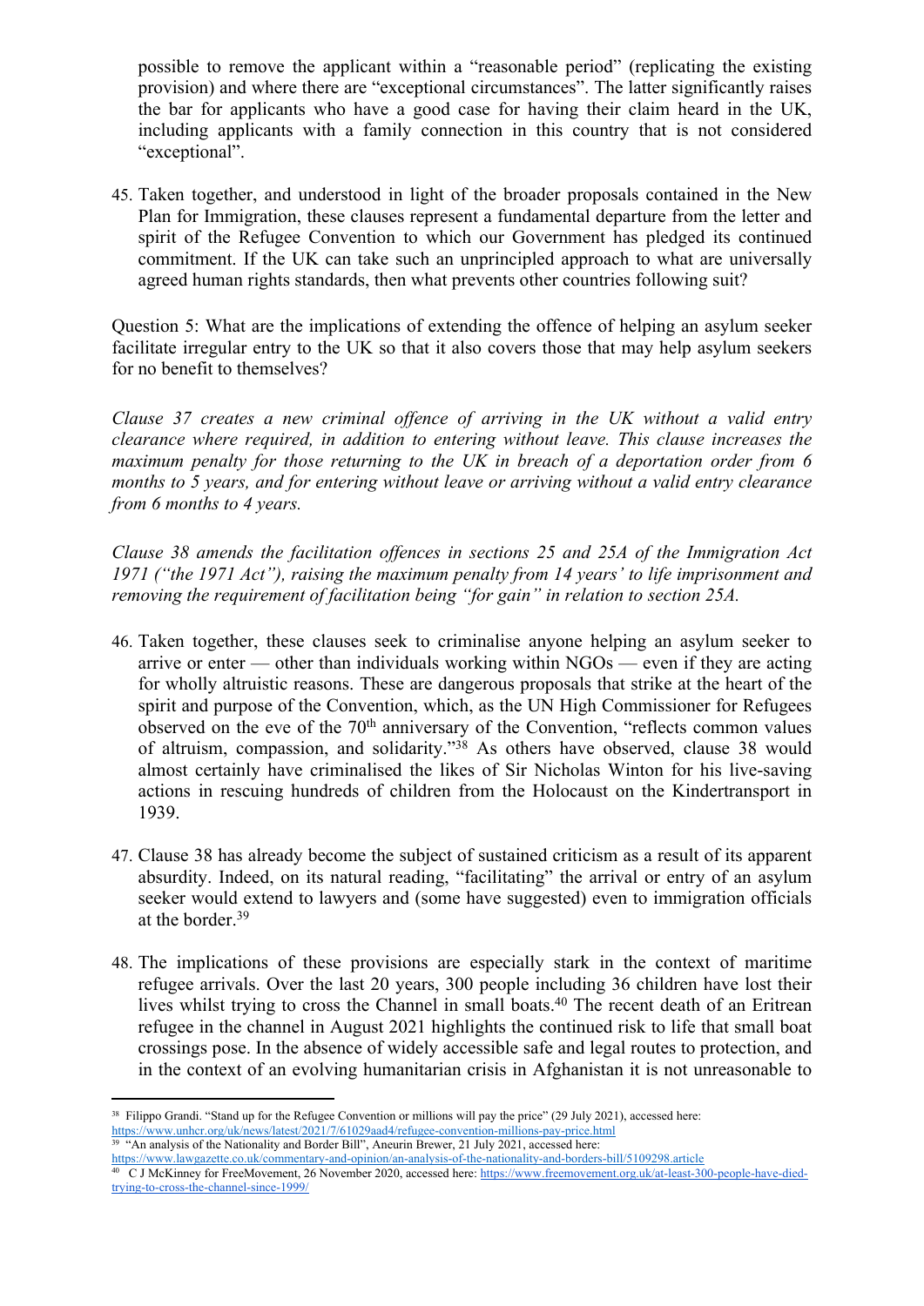possible to remove the applicant within a "reasonable period" (replicating the existing provision) and where there are "exceptional circumstances". The latter significantly raises the bar for applicants who have a good case for having their claim heard in the UK, including applicants with a family connection in this country that is not considered "exceptional".

45. Taken together, and understood in light of the broader proposals contained in the New Plan for Immigration, these clauses represent a fundamental departure from the letter and spirit of the Refugee Convention to which our Government has pledged its continued commitment. If the UK can take such an unprincipled approach to what are universally agreed human rights standards, then what prevents other countries following suit?

Question 5: What are the implications of extending the offence of helping an asylum seeker facilitate irregular entry to the UK so that it also covers those that may help asylum seekers for no benefit to themselves?

*Clause 37 creates a new criminal offence of arriving in the UK without a valid entry clearance where required, in addition to entering without leave. This clause increases the maximum penalty for those returning to the UK in breach of a deportation order from 6 months to 5 years, and for entering without leave or arriving without a valid entry clearance from 6 months to 4 years.*

*Clause 38 amends the facilitation offences in sections 25 and 25A of the Immigration Act 1971 ("the 1971 Act"), raising the maximum penalty from 14 years' to life imprisonment and removing the requirement of facilitation being "for gain" in relation to section 25A.*

46. Taken together, these clauses seek to criminalise anyone helping an asylum seeker to arrive or enter — other than individuals working within NGOs — even if they are acting for wholly altruistic reasons. These are dangerous proposals that strike at the heart of the spirit and purpose of the Convention, which, as the UN High Commissioner for Refugees observed on the eve of the 70th anniversary of the Convention, "reflects common values of altruism, compassion, and solidarity."[38] As others have observed, clause 38 would almost certainly have criminalised the likes of Sir Nicholas Winton for his live-saving actions in rescuing hundreds of children from the Holocaust on the Kindertransport in 1939.

47. Clause 38 has already become the subject of sustained criticism as a result of its apparent absurdity. Indeed, on its natural reading, "facilitating" the arrival or entry of an asylum seeker would extend to lawyers and (some have suggested) even to immigration officials at the border.[39]

48. The implications of these provisions are especially stark in the context of maritime refugee arrivals. Over the last 20 years, 300 people including 36 children have lost their lives whilst trying to cross the Channel in small boats.[40] The recent death of an Eritrean refugee in the channel in August 2021 highlights the continued risk to life that small boat crossings pose. In the absence of widely accessible safe and legal routes to protection, and in the context of an evolving humanitarian crisis in Afghanistan it is not unreasonable to

---

[38] Filippo Grandi. "Stand up for the Refugee Convention or millions will pay the price" (29 July 2021), accessed here: https://www.unhcr.org/uk/news/latest/2021/7/61029aad4/refugee-convention-millions-pay-price.html

[39] "An analysis of the Nationality and Border Bill", Aneurin Brewer, 21 July 2021, accessed here: https://www.lawgazette.co.uk/commentary-and-opinion/an-analysis-of-the-nationality-and-borders-bill/5109298.article

[40] C J McKinney for FreeMovement, 26 November 2020, accessed here: https://www.freemovement.org.uk/at-least-300-people-have-died-trying-to-cross-the-channel-since-1999/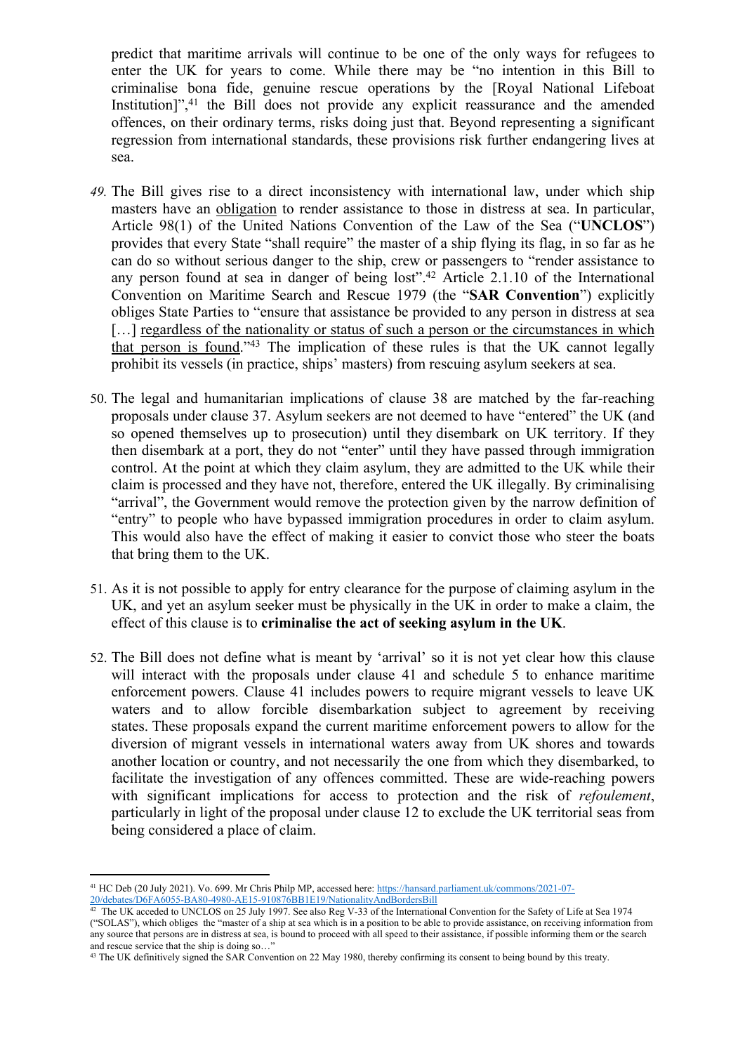predict that maritime arrivals will continue to be one of the only ways for refugees to enter the UK for years to come. While there may be "no intention in this Bill to criminalise bona fide, genuine rescue operations by the [Royal National Lifeboat Institution]",[41] the Bill does not provide any explicit reassurance and the amended offences, on their ordinary terms, risks doing just that. Beyond representing a significant regression from international standards, these provisions risk further endangering lives at sea.

49. The Bill gives rise to a direct inconsistency with international law, under which ship masters have an obligation to render assistance to those in distress at sea. In particular, Article 98(1) of the United Nations Convention of the Law of the Sea ("**UNCLOS**") provides that every State "shall require" the master of a ship flying its flag, in so far as he can do so without serious danger to the ship, crew or passengers to "render assistance to any person found at sea in danger of being lost".[42] Article 2.1.10 of the International Convention on Maritime Search and Rescue 1979 (the "**SAR Convention**") explicitly obliges State Parties to "ensure that assistance be provided to any person in distress at sea […] regardless of the nationality or status of such a person or the circumstances in which that person is found."[43] The implication of these rules is that the UK cannot legally prohibit its vessels (in practice, ships' masters) from rescuing asylum seekers at sea.

50. The legal and humanitarian implications of clause 38 are matched by the far-reaching proposals under clause 37. Asylum seekers are not deemed to have "entered" the UK (and so opened themselves up to prosecution) until they disembark on UK territory. If they then disembark at a port, they do not "enter" until they have passed through immigration control. At the point at which they claim asylum, they are admitted to the UK while their claim is processed and they have not, therefore, entered the UK illegally. By criminalising "arrival", the Government would remove the protection given by the narrow definition of "entry" to people who have bypassed immigration procedures in order to claim asylum. This would also have the effect of making it easier to convict those who steer the boats that bring them to the UK.

51. As it is not possible to apply for entry clearance for the purpose of claiming asylum in the UK, and yet an asylum seeker must be physically in the UK in order to make a claim, the effect of this clause is to **criminalise the act of seeking asylum in the UK**.

52. The Bill does not define what is meant by 'arrival' so it is not yet clear how this clause will interact with the proposals under clause 41 and schedule 5 to enhance maritime enforcement powers. Clause 41 includes powers to require migrant vessels to leave UK waters and to allow forcible disembarkation subject to agreement by receiving states. These proposals expand the current maritime enforcement powers to allow for the diversion of migrant vessels in international waters away from UK shores and towards another location or country, and not necessarily the one from which they disembarked, to facilitate the investigation of any offences committed. These are wide-reaching powers with significant implications for access to protection and the risk of *refoulement*, particularly in light of the proposal under clause 12 to exclude the UK territorial seas from being considered a place of claim.

---

[41] HC Deb (20 July 2021). Vo. 699. Mr Chris Philp MP, accessed here: https://hansard.parliament.uk/commons/2021-07-20/debates/D6FA6055-BA80-4980-AE15-910876BB1E19/NationalityAndBordersBill

[42] The UK acceded to UNCLOS on 25 July 1997. See also Reg V-33 of the International Convention for the Safety of Life at Sea 1974 ("SOLAS"), which obliges the "master of a ship at sea which is in a position to be able to provide assistance, on receiving information from any source that persons are in distress at sea, is bound to proceed with all speed to their assistance, if possible informing them or the search and rescue service that the ship is doing so…"

[43] The UK definitively signed the SAR Convention on 22 May 1980, thereby confirming its consent to being bound by this treaty.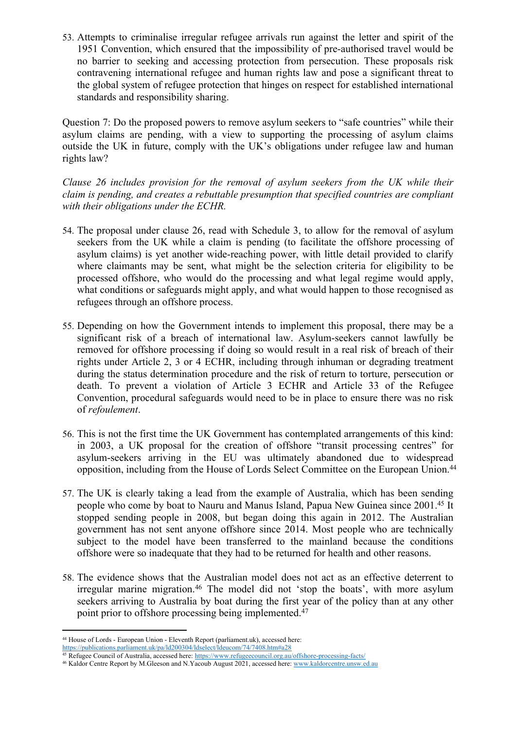53. Attempts to criminalise irregular refugee arrivals run against the letter and spirit of the 1951 Convention, which ensured that the impossibility of pre-authorised travel would be no barrier to seeking and accessing protection from persecution. These proposals risk contravening international refugee and human rights law and pose a significant threat to the global system of refugee protection that hinges on respect for established international standards and responsibility sharing.

Question 7: Do the proposed powers to remove asylum seekers to "safe countries" while their asylum claims are pending, with a view to supporting the processing of asylum claims outside the UK in future, comply with the UK's obligations under refugee law and human rights law?

*Clause 26 includes provision for the removal of asylum seekers from the UK while their claim is pending, and creates a rebuttable presumption that specified countries are compliant with their obligations under the ECHR.*

54. The proposal under clause 26, read with Schedule 3, to allow for the removal of asylum seekers from the UK while a claim is pending (to facilitate the offshore processing of asylum claims) is yet another wide-reaching power, with little detail provided to clarify where claimants may be sent, what might be the selection criteria for eligibility to be processed offshore, who would do the processing and what legal regime would apply, what conditions or safeguards might apply, and what would happen to those recognised as refugees through an offshore process.

55. Depending on how the Government intends to implement this proposal, there may be a significant risk of a breach of international law. Asylum-seekers cannot lawfully be removed for offshore processing if doing so would result in a real risk of breach of their rights under Article 2, 3 or 4 ECHR, including through inhuman or degrading treatment during the status determination procedure and the risk of return to torture, persecution or death. To prevent a violation of Article 3 ECHR and Article 33 of the Refugee Convention, procedural safeguards would need to be in place to ensure there was no risk of *refoulement*.

56. This is not the first time the UK Government has contemplated arrangements of this kind: in 2003, a UK proposal for the creation of offshore "transit processing centres" for asylum-seekers arriving in the EU was ultimately abandoned due to widespread opposition, including from the House of Lords Select Committee on the European Union.[44]

57. The UK is clearly taking a lead from the example of Australia, which has been sending people who come by boat to Nauru and Manus Island, Papua New Guinea since 2001.[45] It stopped sending people in 2008, but began doing this again in 2012. The Australian government has not sent anyone offshore since 2014. Most people who are technically subject to the model have been transferred to the mainland because the conditions offshore were so inadequate that they had to be returned for health and other reasons.

58. The evidence shows that the Australian model does not act as an effective deterrent to irregular marine migration.[46] The model did not 'stop the boats', with more asylum seekers arriving to Australia by boat during the first year of the policy than at any other point prior to offshore processing being implemented.[47]

---

[44] House of Lords - European Union - Eleventh Report (parliament.uk), accessed here: https://publications.parliament.uk/pa/ld200304/ldselect/ldeucom/74/7408.htm#a28

[45] Refugee Council of Australia, accessed here: https://www.refugeecouncil.org.au/offshore-processing-facts/

[46] Kaldor Centre Report by M.Gleeson and N.Yacoub August 2021, accessed here: www.kaldorcentre.unsw.ed.au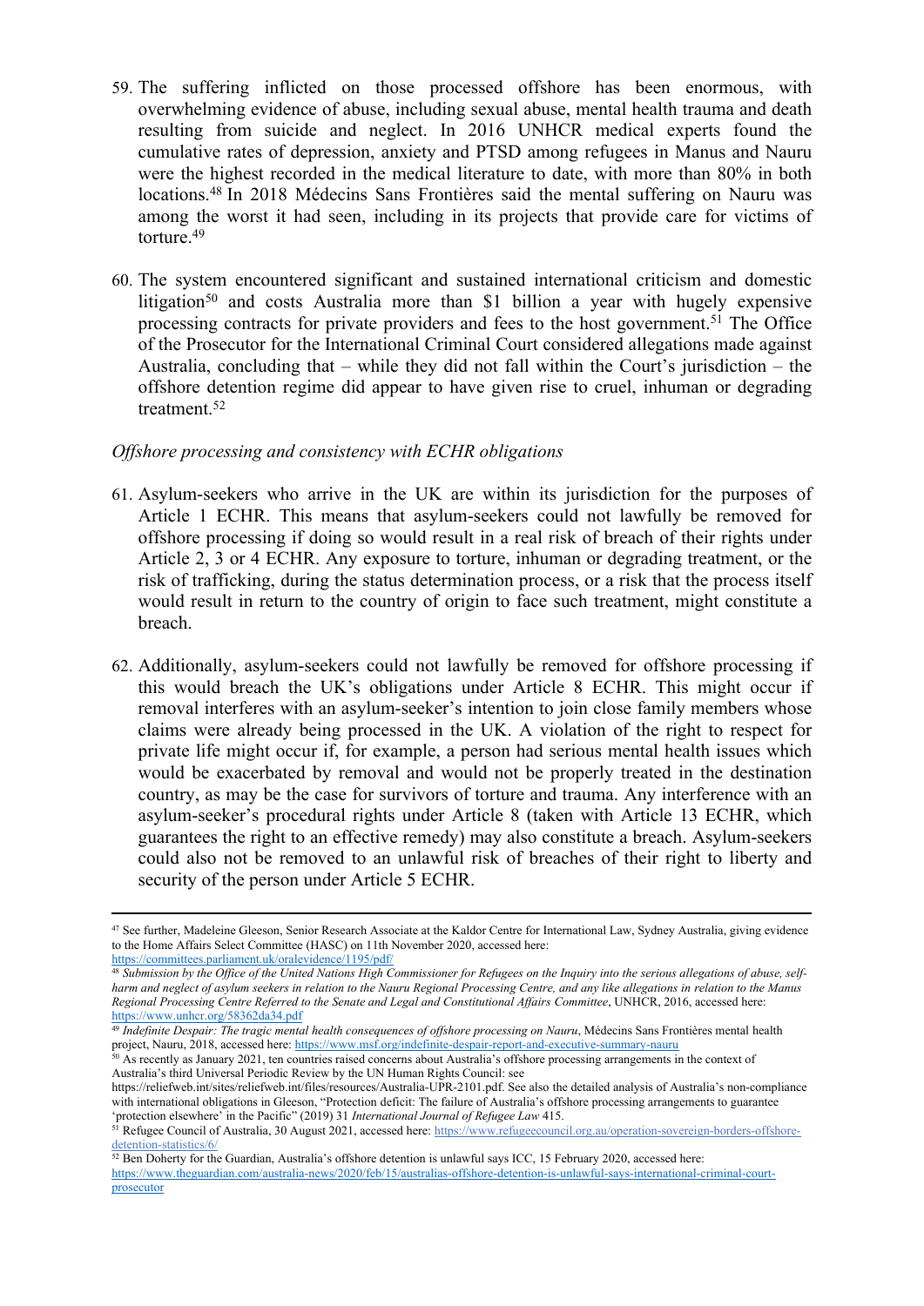59. The suffering inflicted on those processed offshore has been enormous, with overwhelming evidence of abuse, including sexual abuse, mental health trauma and death resulting from suicide and neglect. In 2016 UNHCR medical experts found the cumulative rates of depression, anxiety and PTSD among refugees in Manus and Nauru were the highest recorded in the medical literature to date, with more than 80% in both locations.[48] In 2018 Médecins Sans Frontières said the mental suffering on Nauru was among the worst it had seen, including in its projects that provide care for victims of torture.[49]

60. The system encountered significant and sustained international criticism and domestic litigation[50] and costs Australia more than $1 billion a year with hugely expensive processing contracts for private providers and fees to the host government.[51] The Office of the Prosecutor for the International Criminal Court considered allegations made against Australia, concluding that – while they did not fall within the Court's jurisdiction – the offshore detention regime did appear to have given rise to cruel, inhuman or degrading treatment.[52]

*Offshore processing and consistency with ECHR obligations*

61. Asylum-seekers who arrive in the UK are within its jurisdiction for the purposes of Article 1 ECHR. This means that asylum-seekers could not lawfully be removed for offshore processing if doing so would result in a real risk of breach of their rights under Article 2, 3 or 4 ECHR. Any exposure to torture, inhuman or degrading treatment, or the risk of trafficking, during the status determination process, or a risk that the process itself would result in return to the country of origin to face such treatment, might constitute a breach.

62. Additionally, asylum-seekers could not lawfully be removed for offshore processing if this would breach the UK's obligations under Article 8 ECHR. This might occur if removal interferes with an asylum-seeker's intention to join close family members whose claims were already being processed in the UK. A violation of the right to respect for private life might occur if, for example, a person had serious mental health issues which would be exacerbated by removal and would not be properly treated in the destination country, as may be the case for survivors of torture and trauma. Any interference with an asylum-seeker's procedural rights under Article 8 (taken with Article 13 ECHR, which guarantees the right to an effective remedy) may also constitute a breach. Asylum-seekers could also not be removed to an unlawful risk of breaches of their right to liberty and security of the person under Article 5 ECHR.

---

[47] See further, Madeleine Gleeson, Senior Research Associate at the Kaldor Centre for International Law, Sydney Australia, giving evidence to the Home Affairs Select Committee (HASC) on 11th November 2020, accessed here: https://committees.parliament.uk/oralevidence/1195/pdf/

[48] *Submission by the Office of the United Nations High Commissioner for Refugees on the Inquiry into the serious allegations of abuse, self-harm and neglect of asylum seekers in relation to the Nauru Regional Processing Centre, and any like allegations in relation to the Manus Regional Processing Centre Referred to the Senate and Legal and Constitutional Affairs Committee*, UNHCR, 2016, accessed here: https://www.unhcr.org/58362da34.pdf

[49] *Indefinite Despair: The tragic mental health consequences of offshore processing on Nauru*, Médecins Sans Frontières mental health project, Nauru, 2018, accessed here: https://www.msf.org/indefinite-despair-report-and-executive-summary-nauru

[50] As recently as January 2021, ten countries raised concerns about Australia's offshore processing arrangements in the context of Australia's third Universal Periodic Review by the UN Human Rights Council: see https://reliefweb.int/sites/reliefweb.int/files/resources/Australia-UPR-2101.pdf. See also the detailed analysis of Australia's non-compliance with international obligations in Gleeson, "Protection deficit: The failure of Australia's offshore processing arrangements to guarantee 'protection elsewhere' in the Pacific" (2019) 31 *International Journal of Refugee Law* 415.

[51] Refugee Council of Australia, 30 August 2021, accessed here: https://www.refugeecouncil.org.au/operation-sovereign-borders-offshore-detention-statistics/6/

[52] Ben Doherty for the Guardian, Australia's offshore detention is unlawful says ICC, 15 February 2020, accessed here: https://www.theguardian.com/australia-news/2020/feb/15/australias-offshore-detention-is-unlawful-says-international-criminal-court-prosecutor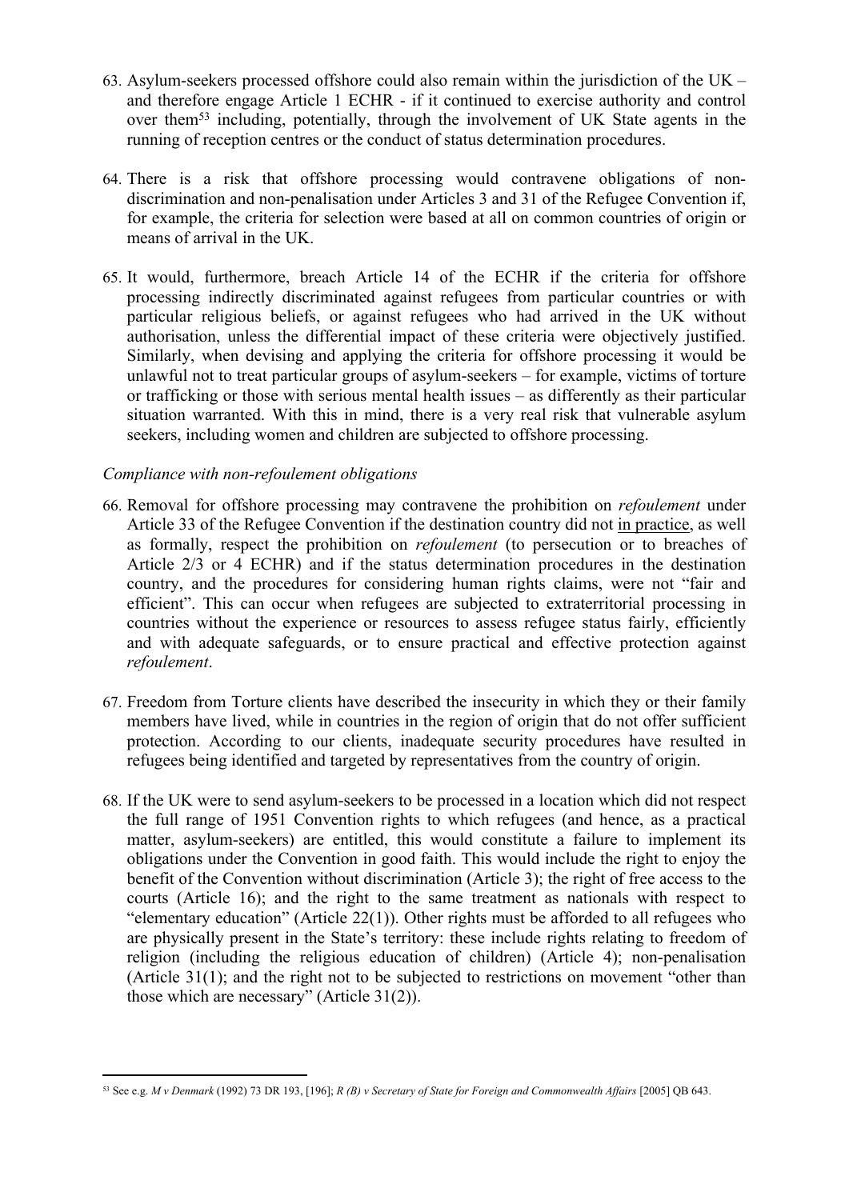63. Asylum-seekers processed offshore could also remain within the jurisdiction of the UK – and therefore engage Article 1 ECHR - if it continued to exercise authority and control over them[53] including, potentially, through the involvement of UK State agents in the running of reception centres or the conduct of status determination procedures.

64. There is a risk that offshore processing would contravene obligations of non-discrimination and non-penalisation under Articles 3 and 31 of the Refugee Convention if, for example, the criteria for selection were based at all on common countries of origin or means of arrival in the UK.

65. It would, furthermore, breach Article 14 of the ECHR if the criteria for offshore processing indirectly discriminated against refugees from particular countries or with particular religious beliefs, or against refugees who had arrived in the UK without authorisation, unless the differential impact of these criteria were objectively justified. Similarly, when devising and applying the criteria for offshore processing it would be unlawful not to treat particular groups of asylum-seekers – for example, victims of torture or trafficking or those with serious mental health issues – as differently as their particular situation warranted. With this in mind, there is a very real risk that vulnerable asylum seekers, including women and children are subjected to offshore processing.

*Compliance with non-refoulement obligations*

66. Removal for offshore processing may contravene the prohibition on *refoulement* under Article 33 of the Refugee Convention if the destination country did not <u>in practice</u>, as well as formally, respect the prohibition on *refoulement* (to persecution or to breaches of Article 2/3 or 4 ECHR) and if the status determination procedures in the destination country, and the procedures for considering human rights claims, were not "fair and efficient". This can occur when refugees are subjected to extraterritorial processing in countries without the experience or resources to assess refugee status fairly, efficiently and with adequate safeguards, or to ensure practical and effective protection against *refoulement*.

67. Freedom from Torture clients have described the insecurity in which they or their family members have lived, while in countries in the region of origin that do not offer sufficient protection. According to our clients, inadequate security procedures have resulted in refugees being identified and targeted by representatives from the country of origin.

68. If the UK were to send asylum-seekers to be processed in a location which did not respect the full range of 1951 Convention rights to which refugees (and hence, as a practical matter, asylum-seekers) are entitled, this would constitute a failure to implement its obligations under the Convention in good faith. This would include the right to enjoy the benefit of the Convention without discrimination (Article 3); the right of free access to the courts (Article 16); and the right to the same treatment as nationals with respect to "elementary education" (Article 22(1)). Other rights must be afforded to all refugees who are physically present in the State's territory: these include rights relating to freedom of religion (including the religious education of children) (Article 4); non-penalisation (Article 31(1); and the right not to be subjected to restrictions on movement "other than those which are necessary" (Article 31(2)).

[53] See e.g. *M v Denmark* (1992) 73 DR 193, [196]; *R (B) v Secretary of State for Foreign and Commonwealth Affairs* [2005] QB 643.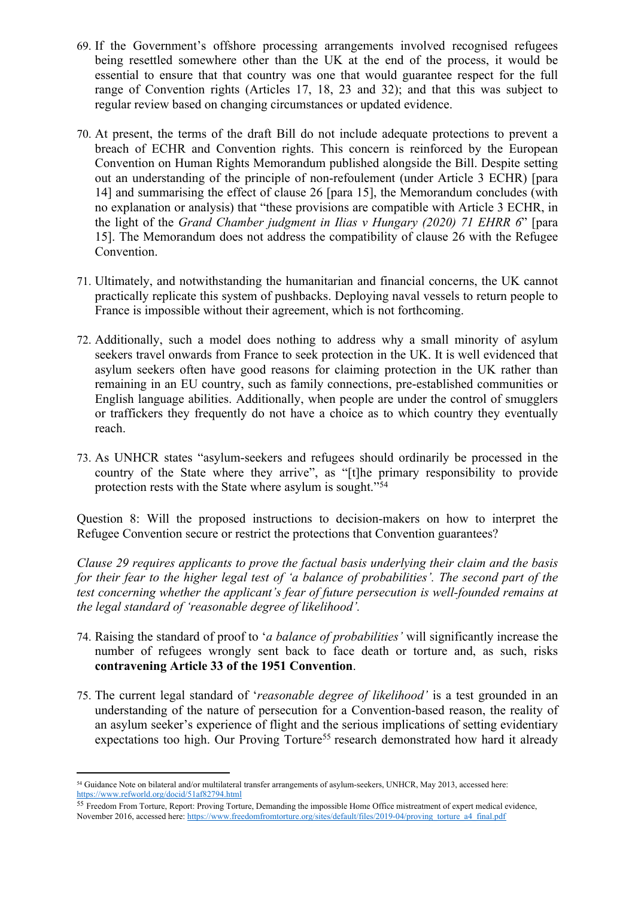69. If the Government's offshore processing arrangements involved recognised refugees being resettled somewhere other than the UK at the end of the process, it would be essential to ensure that that country was one that would guarantee respect for the full range of Convention rights (Articles 17, 18, 23 and 32); and that this was subject to regular review based on changing circumstances or updated evidence.

70. At present, the terms of the draft Bill do not include adequate protections to prevent a breach of ECHR and Convention rights. This concern is reinforced by the European Convention on Human Rights Memorandum published alongside the Bill. Despite setting out an understanding of the principle of non-refoulement (under Article 3 ECHR) [para 14] and summarising the effect of clause 26 [para 15], the Memorandum concludes (with no explanation or analysis) that "these provisions are compatible with Article 3 ECHR, in the light of the *Grand Chamber judgment in Ilias v Hungary (2020) 71 EHRR 6*" [para 15]. The Memorandum does not address the compatibility of clause 26 with the Refugee Convention.

71. Ultimately, and notwithstanding the humanitarian and financial concerns, the UK cannot practically replicate this system of pushbacks. Deploying naval vessels to return people to France is impossible without their agreement, which is not forthcoming.

72. Additionally, such a model does nothing to address why a small minority of asylum seekers travel onwards from France to seek protection in the UK. It is well evidenced that asylum seekers often have good reasons for claiming protection in the UK rather than remaining in an EU country, such as family connections, pre-established communities or English language abilities. Additionally, when people are under the control of smugglers or traffickers they frequently do not have a choice as to which country they eventually reach.

73. As UNHCR states "asylum-seekers and refugees should ordinarily be processed in the country of the State where they arrive", as "[t]he primary responsibility to provide protection rests with the State where asylum is sought."[54]

Question 8: Will the proposed instructions to decision-makers on how to interpret the Refugee Convention secure or restrict the protections that Convention guarantees?

*Clause 29 requires applicants to prove the factual basis underlying their claim and the basis for their fear to the higher legal test of 'a balance of probabilities'. The second part of the test concerning whether the applicant's fear of future persecution is well-founded remains at the legal standard of 'reasonable degree of likelihood'.*

74. Raising the standard of proof to '*a balance of probabilities'* will significantly increase the number of refugees wrongly sent back to face death or torture and, as such, risks **contravening Article 33 of the 1951 Convention**.

75. The current legal standard of '*reasonable degree of likelihood'* is a test grounded in an understanding of the nature of persecution for a Convention-based reason, the reality of an asylum seeker's experience of flight and the serious implications of setting evidentiary expectations too high. Our Proving Torture[55] research demonstrated how hard it already

---

[54] Guidance Note on bilateral and/or multilateral transfer arrangements of asylum-seekers, UNHCR, May 2013, accessed here: https://www.refworld.org/docid/51af82794.html

[55] Freedom From Torture, Report: Proving Torture, Demanding the impossible Home Office mistreatment of expert medical evidence, November 2016, accessed here: https://www.freedomfromtorture.org/sites/default/files/2019-04/proving_torture_a4_final.pdf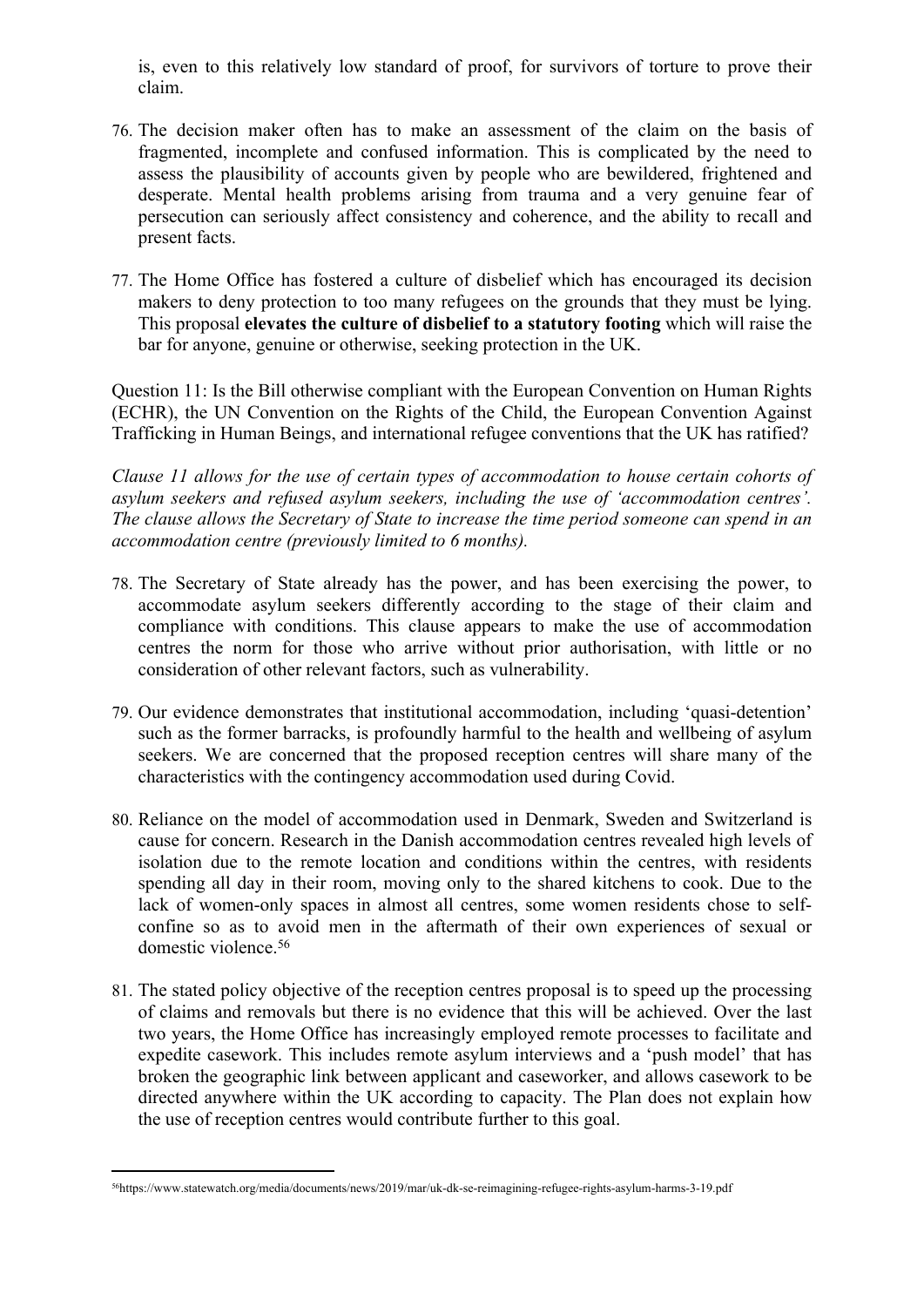is, even to this relatively low standard of proof, for survivors of torture to prove their claim.

76. The decision maker often has to make an assessment of the claim on the basis of fragmented, incomplete and confused information. This is complicated by the need to assess the plausibility of accounts given by people who are bewildered, frightened and desperate. Mental health problems arising from trauma and a very genuine fear of persecution can seriously affect consistency and coherence, and the ability to recall and present facts.

77. The Home Office has fostered a culture of disbelief which has encouraged its decision makers to deny protection to too many refugees on the grounds that they must be lying. This proposal **elevates the culture of disbelief to a statutory footing** which will raise the bar for anyone, genuine or otherwise, seeking protection in the UK.

Question 11: Is the Bill otherwise compliant with the European Convention on Human Rights (ECHR), the UN Convention on the Rights of the Child, the European Convention Against Trafficking in Human Beings, and international refugee conventions that the UK has ratified?

*Clause 11 allows for the use of certain types of accommodation to house certain cohorts of asylum seekers and refused asylum seekers, including the use of 'accommodation centres'. The clause allows the Secretary of State to increase the time period someone can spend in an accommodation centre (previously limited to 6 months).*

78. The Secretary of State already has the power, and has been exercising the power, to accommodate asylum seekers differently according to the stage of their claim and compliance with conditions. This clause appears to make the use of accommodation centres the norm for those who arrive without prior authorisation, with little or no consideration of other relevant factors, such as vulnerability.

79. Our evidence demonstrates that institutional accommodation, including 'quasi-detention' such as the former barracks, is profoundly harmful to the health and wellbeing of asylum seekers. We are concerned that the proposed reception centres will share many of the characteristics with the contingency accommodation used during Covid.

80. Reliance on the model of accommodation used in Denmark, Sweden and Switzerland is cause for concern. Research in the Danish accommodation centres revealed high levels of isolation due to the remote location and conditions within the centres, with residents spending all day in their room, moving only to the shared kitchens to cook. Due to the lack of women-only spaces in almost all centres, some women residents chose to self-confine so as to avoid men in the aftermath of their own experiences of sexual or domestic violence.[56]

81. The stated policy objective of the reception centres proposal is to speed up the processing of claims and removals but there is no evidence that this will be achieved. Over the last two years, the Home Office has increasingly employed remote processes to facilitate and expedite casework. This includes remote asylum interviews and a 'push model' that has broken the geographic link between applicant and caseworker, and allows casework to be directed anywhere within the UK according to capacity. The Plan does not explain how the use of reception centres would contribute further to this goal.

[56] https://www.statewatch.org/media/documents/news/2019/mar/uk-dk-se-reimagining-refugee-rights-asylum-harms-3-19.pdf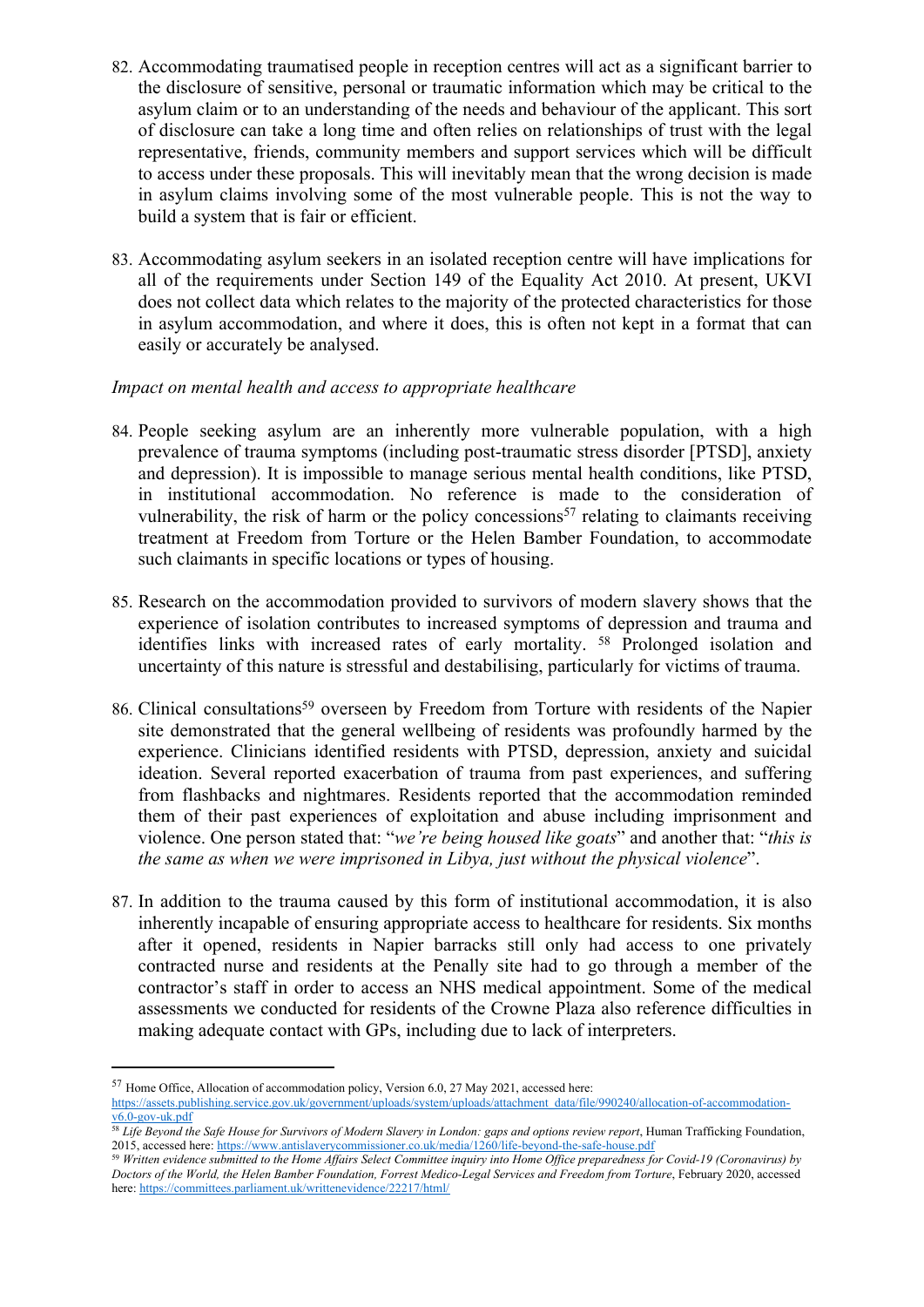82. Accommodating traumatised people in reception centres will act as a significant barrier to the disclosure of sensitive, personal or traumatic information which may be critical to the asylum claim or to an understanding of the needs and behaviour of the applicant. This sort of disclosure can take a long time and often relies on relationships of trust with the legal representative, friends, community members and support services which will be difficult to access under these proposals. This will inevitably mean that the wrong decision is made in asylum claims involving some of the most vulnerable people. This is not the way to build a system that is fair or efficient.

83. Accommodating asylum seekers in an isolated reception centre will have implications for all of the requirements under Section 149 of the Equality Act 2010. At present, UKVI does not collect data which relates to the majority of the protected characteristics for those in asylum accommodation, and where it does, this is often not kept in a format that can easily or accurately be analysed.

*Impact on mental health and access to appropriate healthcare*

84. People seeking asylum are an inherently more vulnerable population, with a high prevalence of trauma symptoms (including post-traumatic stress disorder [PTSD], anxiety and depression). It is impossible to manage serious mental health conditions, like PTSD, in institutional accommodation. No reference is made to the consideration of vulnerability, the risk of harm or the policy concessions[57] relating to claimants receiving treatment at Freedom from Torture or the Helen Bamber Foundation, to accommodate such claimants in specific locations or types of housing.

85. Research on the accommodation provided to survivors of modern slavery shows that the experience of isolation contributes to increased symptoms of depression and trauma and identifies links with increased rates of early mortality. [58] Prolonged isolation and uncertainty of this nature is stressful and destabilising, particularly for victims of trauma.

86. Clinical consultations[59] overseen by Freedom from Torture with residents of the Napier site demonstrated that the general wellbeing of residents was profoundly harmed by the experience. Clinicians identified residents with PTSD, depression, anxiety and suicidal ideation. Several reported exacerbation of trauma from past experiences, and suffering from flashbacks and nightmares. Residents reported that the accommodation reminded them of their past experiences of exploitation and abuse including imprisonment and violence. One person stated that: "*we're being housed like goats*" and another that: "*this is the same as when we were imprisoned in Libya, just without the physical violence*".

87. In addition to the trauma caused by this form of institutional accommodation, it is also inherently incapable of ensuring appropriate access to healthcare for residents. Six months after it opened, residents in Napier barracks still only had access to one privately contracted nurse and residents at the Penally site had to go through a member of the contractor's staff in order to access an NHS medical appointment. Some of the medical assessments we conducted for residents of the Crowne Plaza also reference difficulties in making adequate contact with GPs, including due to lack of interpreters.

---

[57] Home Office, Allocation of accommodation policy, Version 6.0, 27 May 2021, accessed here: https://assets.publishing.service.gov.uk/government/uploads/system/uploads/attachment_data/file/990240/allocation-of-accommodation-v6.0-gov-uk.pdf

[58] *Life Beyond the Safe House for Survivors of Modern Slavery in London: gaps and options review report*, Human Trafficking Foundation, 2015, accessed here: https://www.antislaverycommissioner.co.uk/media/1260/life-beyond-the-safe-house.pdf

[59] *Written evidence submitted to the Home Affairs Select Committee inquiry into Home Office preparedness for Covid-19 (Coronavirus) by Doctors of the World, the Helen Bamber Foundation, Forrest Medico-Legal Services and Freedom from Torture*, February 2020, accessed here: https://committees.parliament.uk/writtenevidence/22217/html/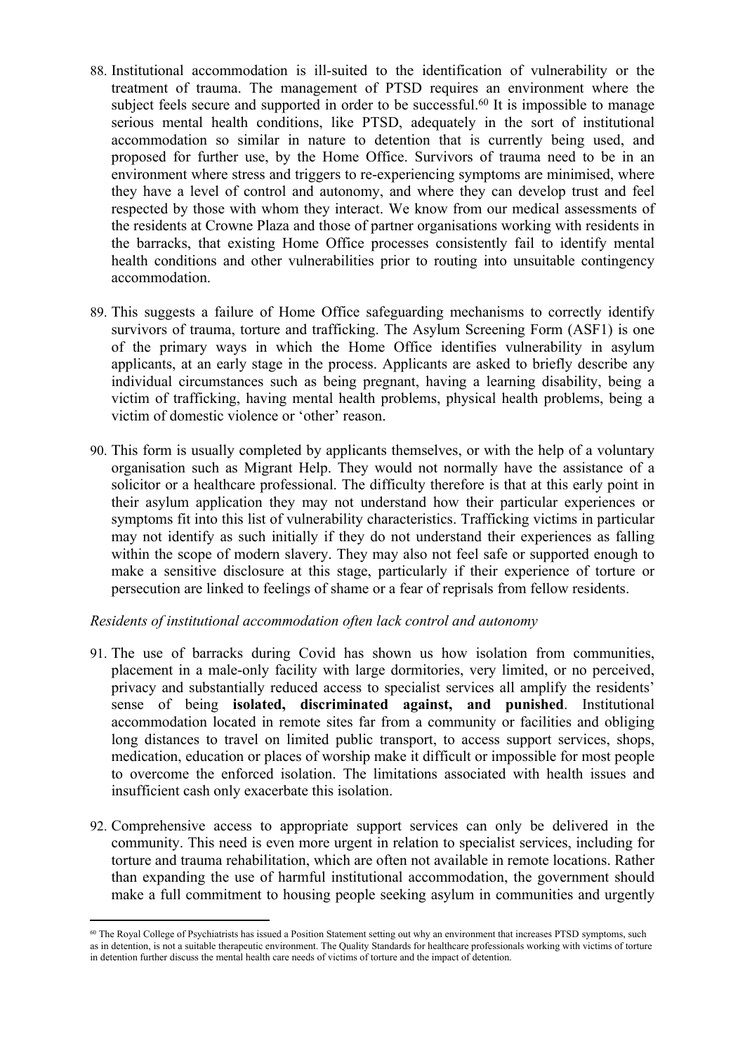88. Institutional accommodation is ill-suited to the identification of vulnerability or the treatment of trauma. The management of PTSD requires an environment where the subject feels secure and supported in order to be successful.[60] It is impossible to manage serious mental health conditions, like PTSD, adequately in the sort of institutional accommodation so similar in nature to detention that is currently being used, and proposed for further use, by the Home Office. Survivors of trauma need to be in an environment where stress and triggers to re-experiencing symptoms are minimised, where they have a level of control and autonomy, and where they can develop trust and feel respected by those with whom they interact. We know from our medical assessments of the residents at Crowne Plaza and those of partner organisations working with residents in the barracks, that existing Home Office processes consistently fail to identify mental health conditions and other vulnerabilities prior to routing into unsuitable contingency accommodation.

89. This suggests a failure of Home Office safeguarding mechanisms to correctly identify survivors of trauma, torture and trafficking. The Asylum Screening Form (ASF1) is one of the primary ways in which the Home Office identifies vulnerability in asylum applicants, at an early stage in the process. Applicants are asked to briefly describe any individual circumstances such as being pregnant, having a learning disability, being a victim of trafficking, having mental health problems, physical health problems, being a victim of domestic violence or 'other' reason.

90. This form is usually completed by applicants themselves, or with the help of a voluntary organisation such as Migrant Help. They would not normally have the assistance of a solicitor or a healthcare professional. The difficulty therefore is that at this early point in their asylum application they may not understand how their particular experiences or symptoms fit into this list of vulnerability characteristics. Trafficking victims in particular may not identify as such initially if they do not understand their experiences as falling within the scope of modern slavery. They may also not feel safe or supported enough to make a sensitive disclosure at this stage, particularly if their experience of torture or persecution are linked to feelings of shame or a fear of reprisals from fellow residents.

*Residents of institutional accommodation often lack control and autonomy*

91. The use of barracks during Covid has shown us how isolation from communities, placement in a male-only facility with large dormitories, very limited, or no perceived, privacy and substantially reduced access to specialist services all amplify the residents' sense of being **isolated, discriminated against, and punished**. Institutional accommodation located in remote sites far from a community or facilities and obliging long distances to travel on limited public transport, to access support services, shops, medication, education or places of worship make it difficult or impossible for most people to overcome the enforced isolation. The limitations associated with health issues and insufficient cash only exacerbate this isolation.

92. Comprehensive access to appropriate support services can only be delivered in the community. This need is even more urgent in relation to specialist services, including for torture and trauma rehabilitation, which are often not available in remote locations. Rather than expanding the use of harmful institutional accommodation, the government should make a full commitment to housing people seeking asylum in communities and urgently

---

[60] The Royal College of Psychiatrists has issued a Position Statement setting out why an environment that increases PTSD symptoms, such as in detention, is not a suitable therapeutic environment. The Quality Standards for healthcare professionals working with victims of torture in detention further discuss the mental health care needs of victims of torture and the impact of detention.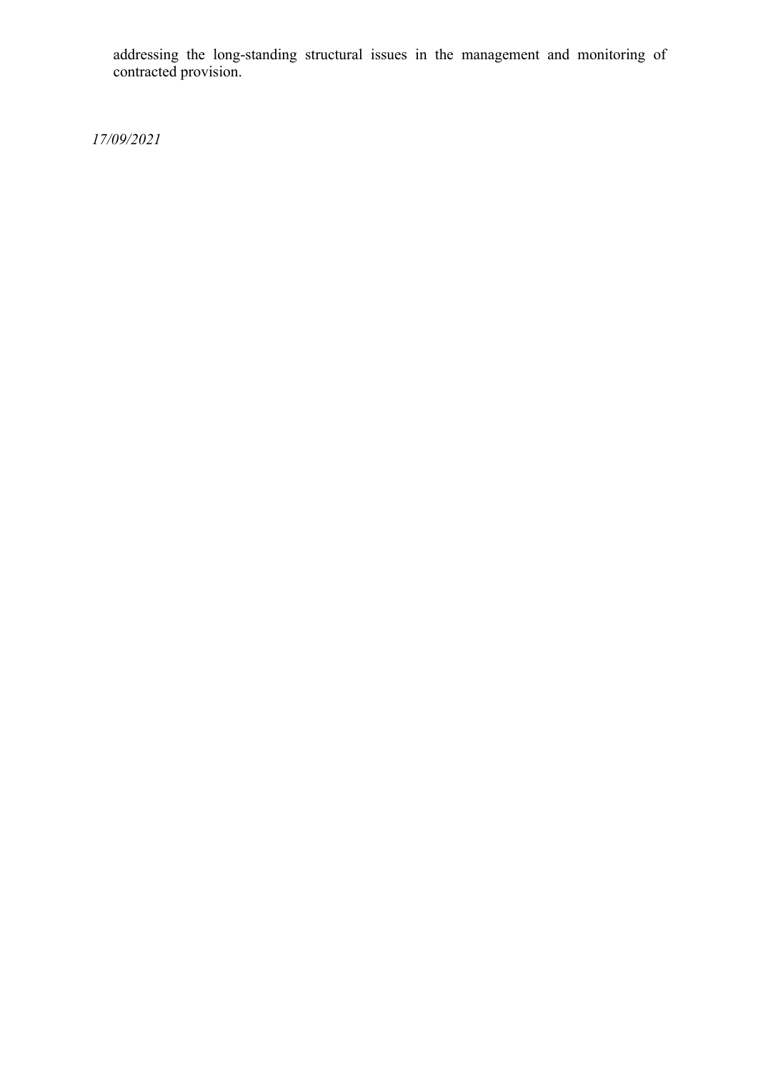addressing the long-standing structural issues in the management and monitoring of contracted provision.

*17/09/2021*